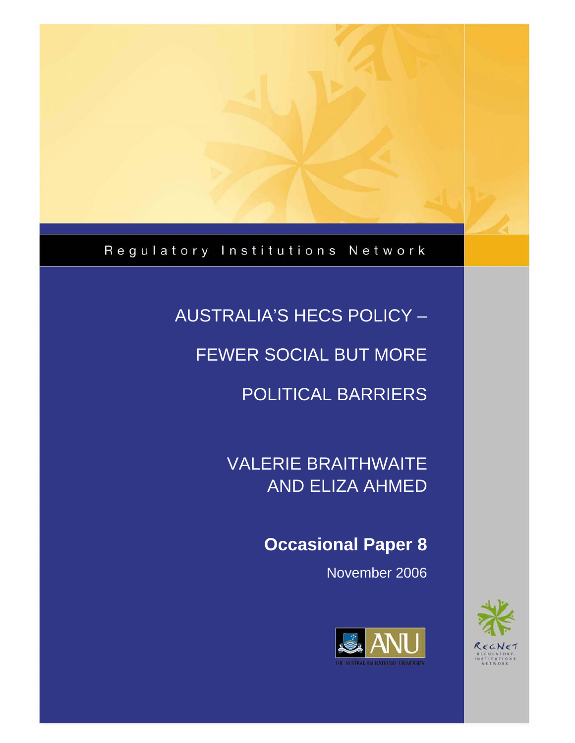Regulatory Institutions Network

# AUSTRALIA'S HECS POLICY – FEWER SOCIAL BUT MORE POLITICAL BARRIERS

VALERIE BRAITHWAITE AND ELIZA AHMED

**Occasional Paper 8**

November 2006

THE AUSTRALIAN NATIONAL UNIVERSITY

REGNET REGULATORY INSTITUTIONS NETWORK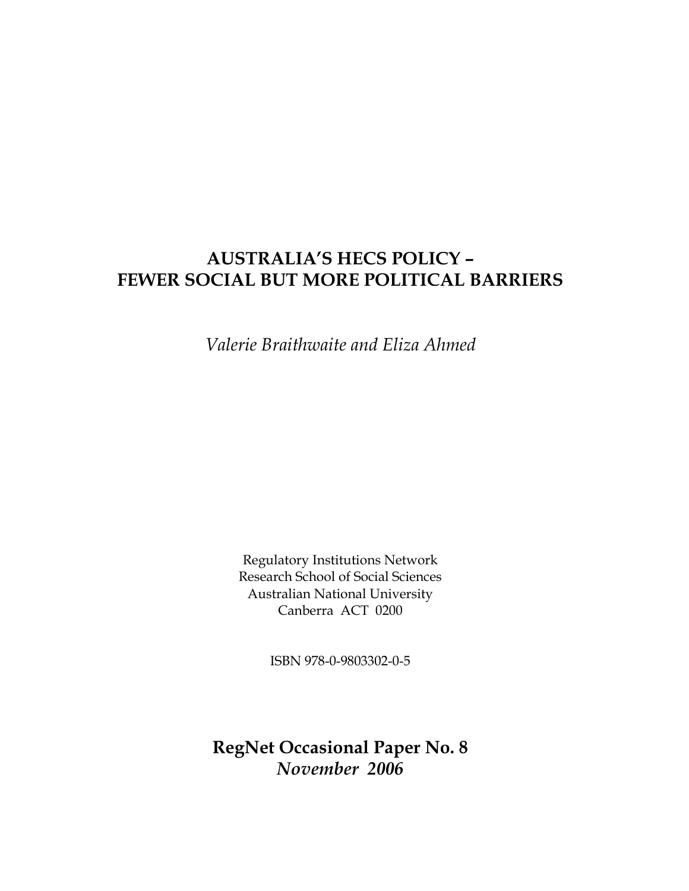# AUSTRALIA'S HECS POLICY – FEWER SOCIAL BUT MORE POLITICAL BARRIERS

*Valerie Braithwaite and Eliza Ahmed*

Regulatory Institutions Network
Research School of Social Sciences
Australian National University
Canberra ACT 0200

ISBN 978-0-9803302-0-5

**RegNet Occasional Paper No. 8**
***November 2006***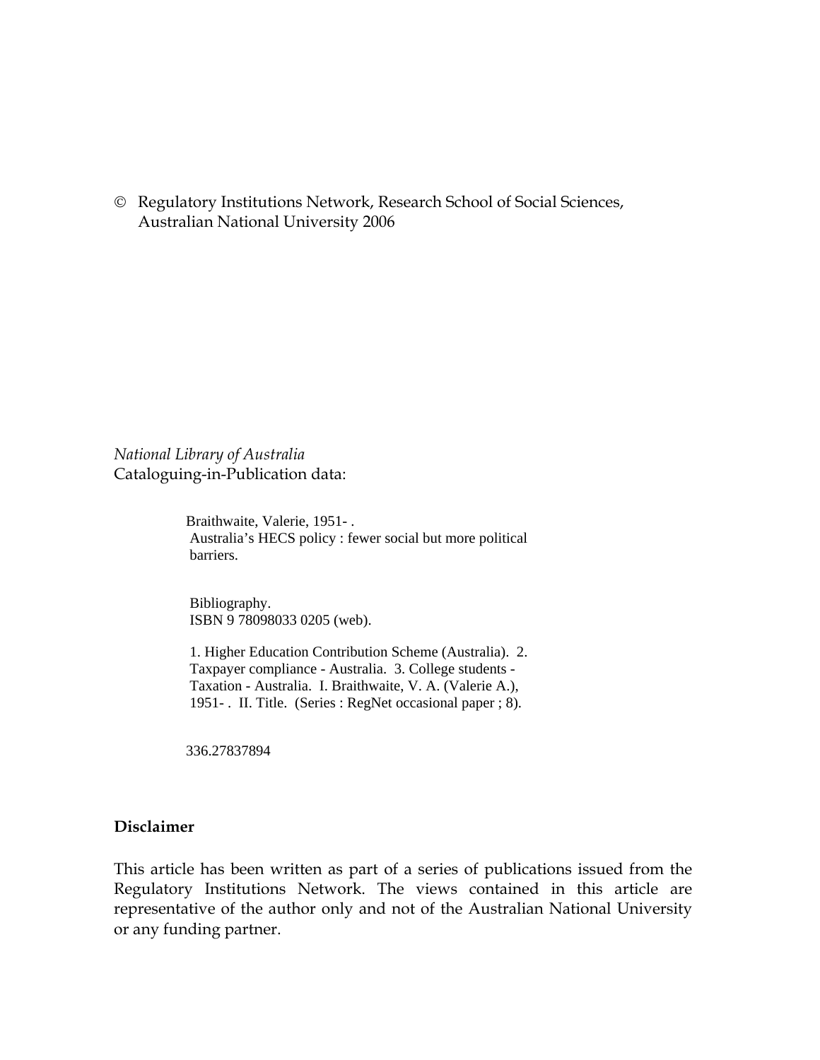© Regulatory Institutions Network, Research School of Social Sciences, Australian National University 2006

*National Library of Australia*
Cataloguing-in-Publication data:

Braithwaite, Valerie, 1951- .
Australia's HECS policy : fewer social but more political barriers.

Bibliography.
ISBN 9 78098033 0205 (web).

1. Higher Education Contribution Scheme (Australia). 2. Taxpayer compliance - Australia. 3. College students - Taxation - Australia. I. Braithwaite, V. A. (Valerie A.), 1951- . II. Title. (Series : RegNet occasional paper ; 8).

336.27837894

**Disclaimer**

This article has been written as part of a series of publications issued from the Regulatory Institutions Network. The views contained in this article are representative of the author only and not of the Australian National University or any funding partner.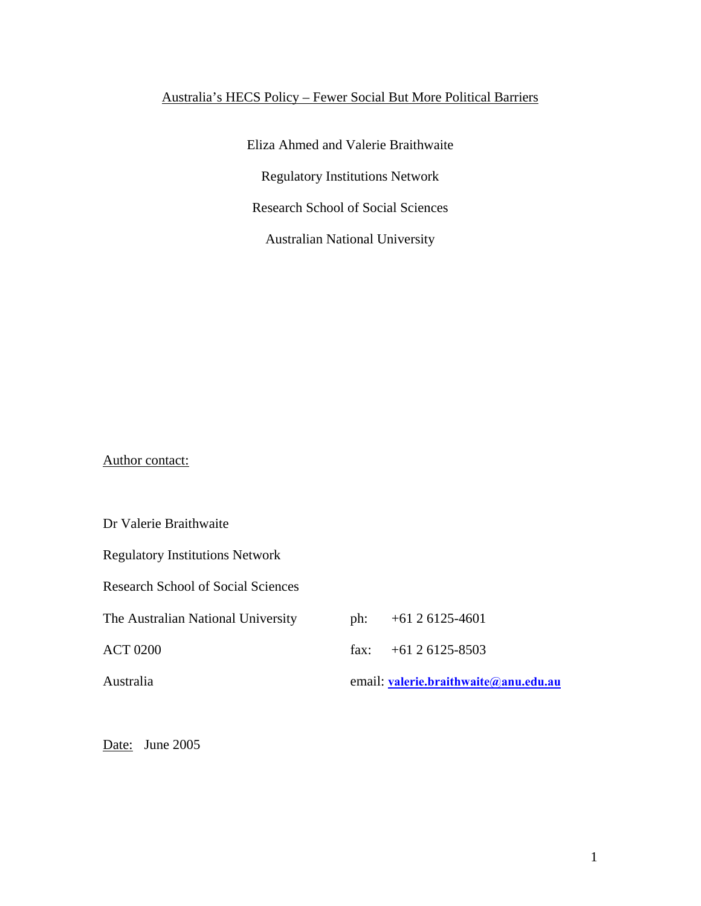# Australia's HECS Policy – Fewer Social But More Political Barriers

Eliza Ahmed and Valerie Braithwaite

Regulatory Institutions Network

Research School of Social Sciences

Australian National University

Author contact:

Dr Valerie Braithwaite

Regulatory Institutions Network

Research School of Social Sciences

The Australian National University ph: +61 2 6125-4601

ACT 0200 fax: +61 2 6125-8503

Australia email: **valerie.braithwaite@anu.edu.au**

Date: June 2005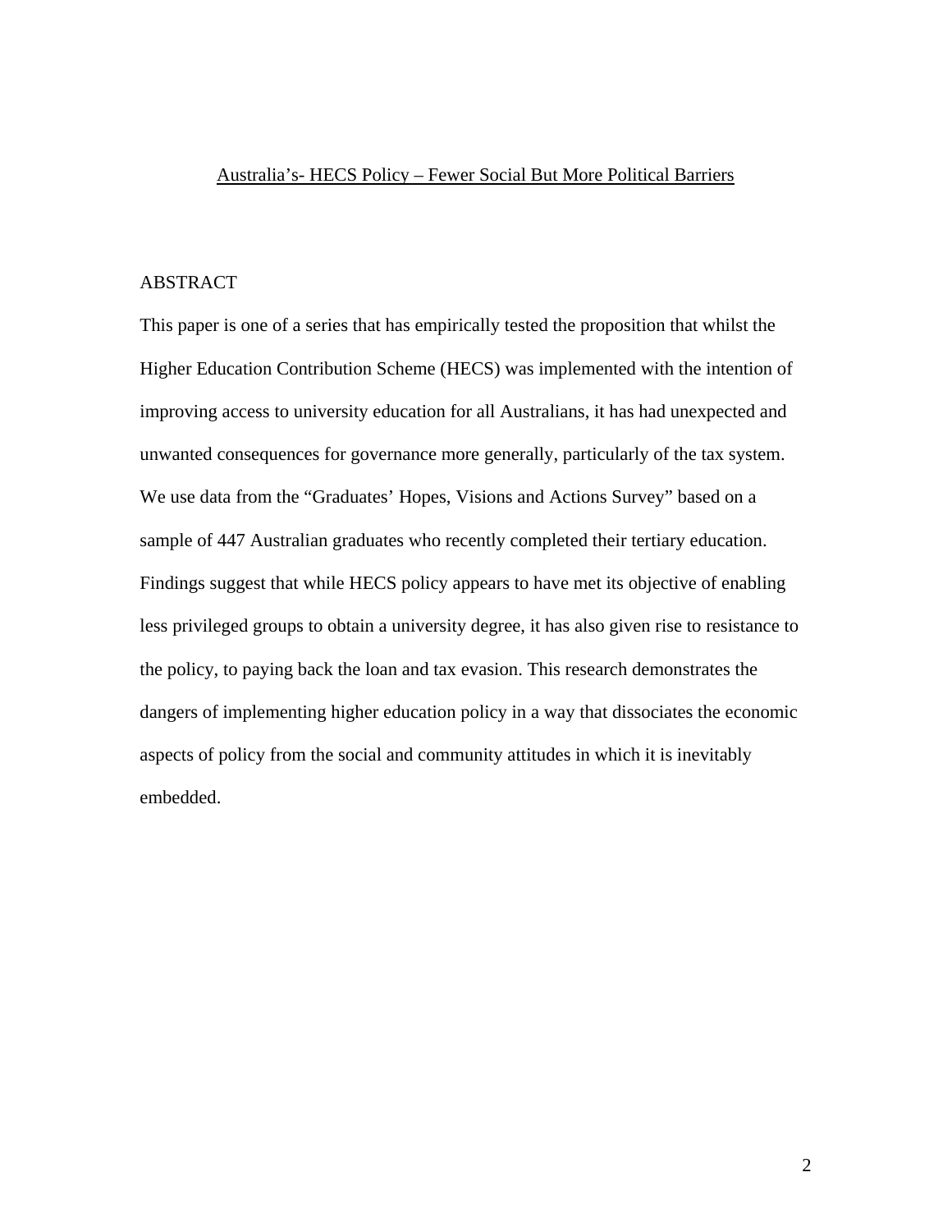Australia's- HECS Policy – Fewer Social But More Political Barriers

ABSTRACT

This paper is one of a series that has empirically tested the proposition that whilst the Higher Education Contribution Scheme (HECS) was implemented with the intention of improving access to university education for all Australians, it has had unexpected and unwanted consequences for governance more generally, particularly of the tax system. We use data from the "Graduates' Hopes, Visions and Actions Survey" based on a sample of 447 Australian graduates who recently completed their tertiary education. Findings suggest that while HECS policy appears to have met its objective of enabling less privileged groups to obtain a university degree, it has also given rise to resistance to the policy, to paying back the loan and tax evasion. This research demonstrates the dangers of implementing higher education policy in a way that dissociates the economic aspects of policy from the social and community attitudes in which it is inevitably embedded.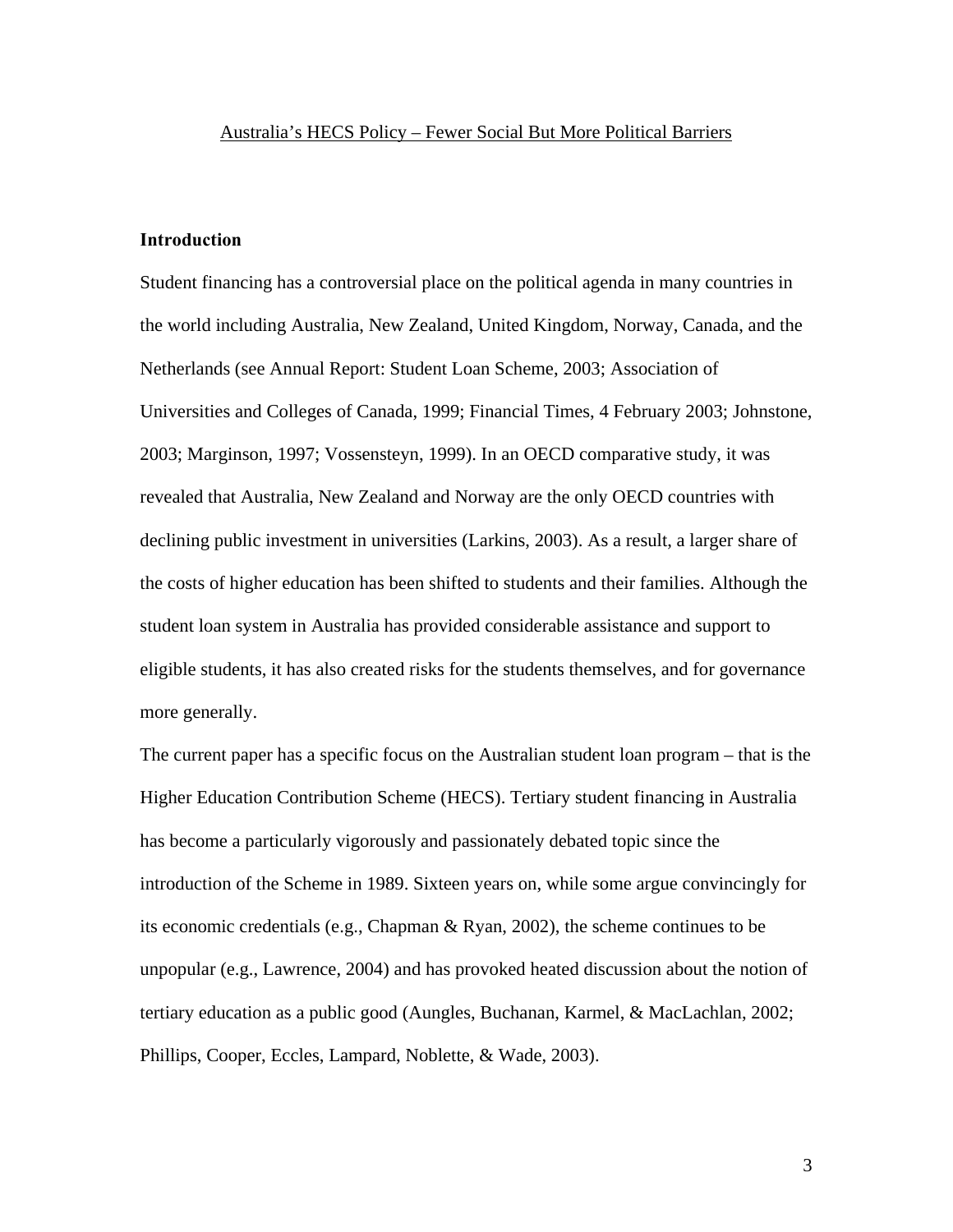# Australia's HECS Policy – Fewer Social But More Political Barriers

## Introduction

Student financing has a controversial place on the political agenda in many countries in the world including Australia, New Zealand, United Kingdom, Norway, Canada, and the Netherlands (see Annual Report: Student Loan Scheme, 2003; Association of Universities and Colleges of Canada, 1999; Financial Times, 4 February 2003; Johnstone, 2003; Marginson, 1997; Vossensteyn, 1999). In an OECD comparative study, it was revealed that Australia, New Zealand and Norway are the only OECD countries with declining public investment in universities (Larkins, 2003). As a result, a larger share of the costs of higher education has been shifted to students and their families. Although the student loan system in Australia has provided considerable assistance and support to eligible students, it has also created risks for the students themselves, and for governance more generally.

The current paper has a specific focus on the Australian student loan program – that is the Higher Education Contribution Scheme (HECS). Tertiary student financing in Australia has become a particularly vigorously and passionately debated topic since the introduction of the Scheme in 1989. Sixteen years on, while some argue convincingly for its economic credentials (e.g., Chapman & Ryan, 2002), the scheme continues to be unpopular (e.g., Lawrence, 2004) and has provoked heated discussion about the notion of tertiary education as a public good (Aungles, Buchanan, Karmel, & MacLachlan, 2002; Phillips, Cooper, Eccles, Lampard, Noblette, & Wade, 2003).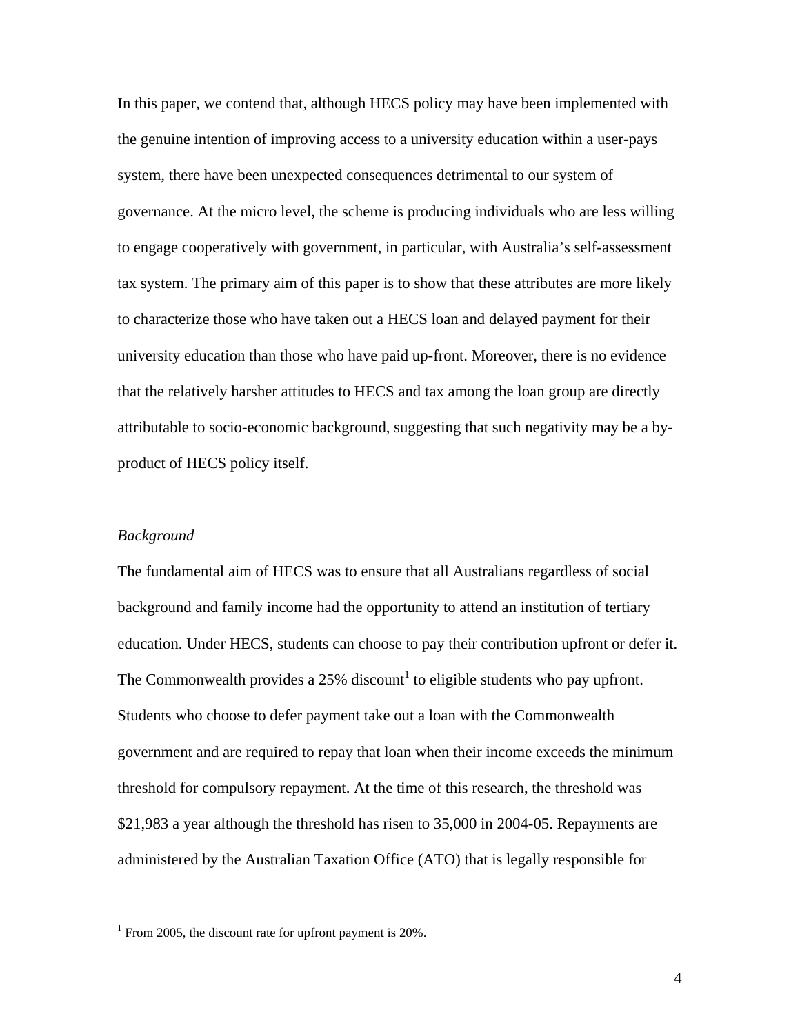In this paper, we contend that, although HECS policy may have been implemented with the genuine intention of improving access to a university education within a user-pays system, there have been unexpected consequences detrimental to our system of governance. At the micro level, the scheme is producing individuals who are less willing to engage cooperatively with government, in particular, with Australia's self-assessment tax system. The primary aim of this paper is to show that these attributes are more likely to characterize those who have taken out a HECS loan and delayed payment for their university education than those who have paid up-front. Moreover, there is no evidence that the relatively harsher attitudes to HECS and tax among the loan group are directly attributable to socio-economic background, suggesting that such negativity may be a by-product of HECS policy itself.

*Background*

The fundamental aim of HECS was to ensure that all Australians regardless of social background and family income had the opportunity to attend an institution of tertiary education. Under HECS, students can choose to pay their contribution upfront or defer it. The Commonwealth provides a 25% discount[1] to eligible students who pay upfront. Students who choose to defer payment take out a loan with the Commonwealth government and are required to repay that loan when their income exceeds the minimum threshold for compulsory repayment. At the time of this research, the threshold was $21,983 a year although the threshold has risen to 35,000 in 2004-05. Repayments are administered by the Australian Taxation Office (ATO) that is legally responsible for

[1] From 2005, the discount rate for upfront payment is 20%.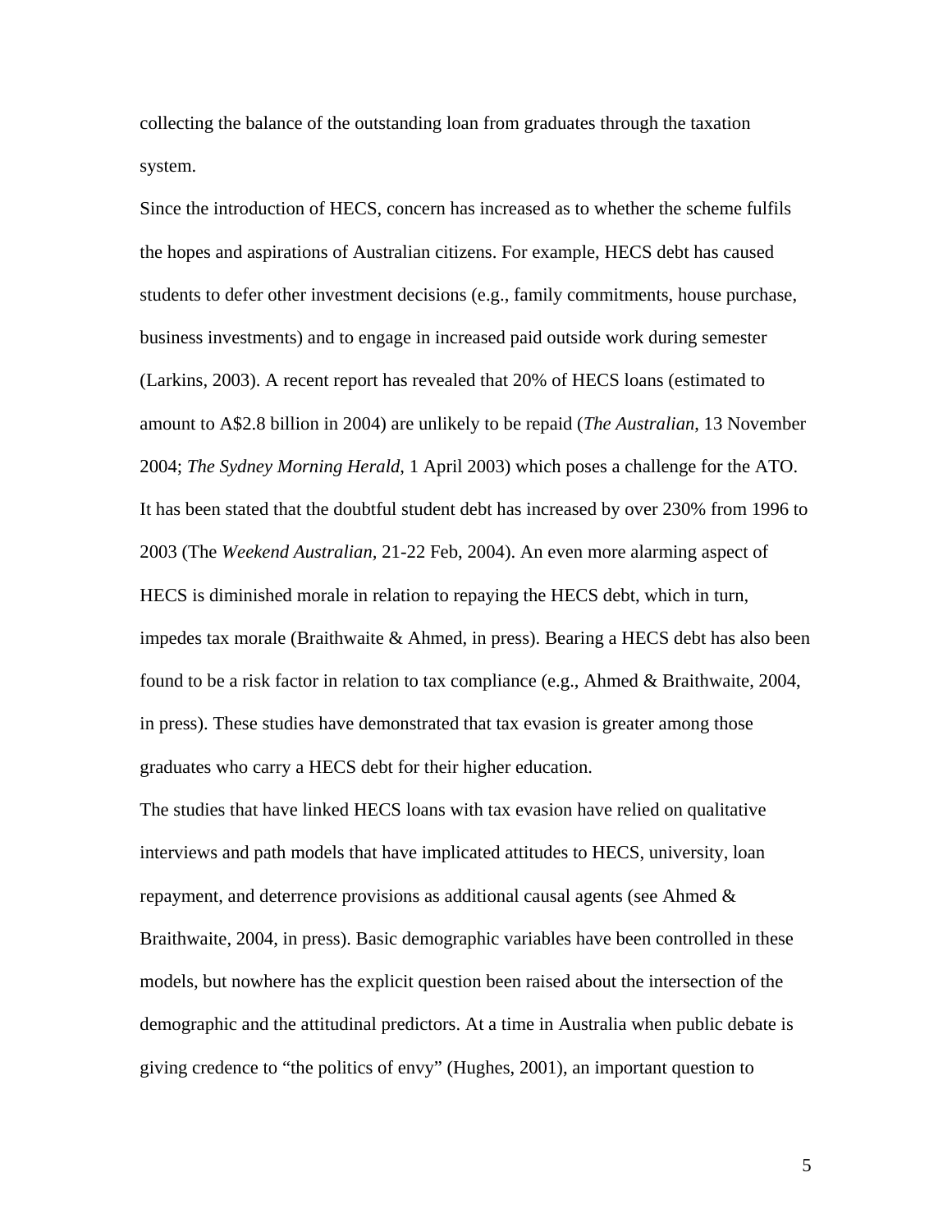collecting the balance of the outstanding loan from graduates through the taxation system.

Since the introduction of HECS, concern has increased as to whether the scheme fulfils the hopes and aspirations of Australian citizens. For example, HECS debt has caused students to defer other investment decisions (e.g., family commitments, house purchase, business investments) and to engage in increased paid outside work during semester (Larkins, 2003). A recent report has revealed that 20% of HECS loans (estimated to amount to A$2.8 billion in 2004) are unlikely to be repaid (*The Australian*, 13 November 2004; *The Sydney Morning Herald*, 1 April 2003) which poses a challenge for the ATO. It has been stated that the doubtful student debt has increased by over 230% from 1996 to 2003 (The *Weekend Australian*, 21-22 Feb, 2004). An even more alarming aspect of HECS is diminished morale in relation to repaying the HECS debt, which in turn, impedes tax morale (Braithwaite & Ahmed, in press). Bearing a HECS debt has also been found to be a risk factor in relation to tax compliance (e.g., Ahmed & Braithwaite, 2004, in press). These studies have demonstrated that tax evasion is greater among those graduates who carry a HECS debt for their higher education.

The studies that have linked HECS loans with tax evasion have relied on qualitative interviews and path models that have implicated attitudes to HECS, university, loan repayment, and deterrence provisions as additional causal agents (see Ahmed & Braithwaite, 2004, in press). Basic demographic variables have been controlled in these models, but nowhere has the explicit question been raised about the intersection of the demographic and the attitudinal predictors. At a time in Australia when public debate is giving credence to "the politics of envy" (Hughes, 2001), an important question to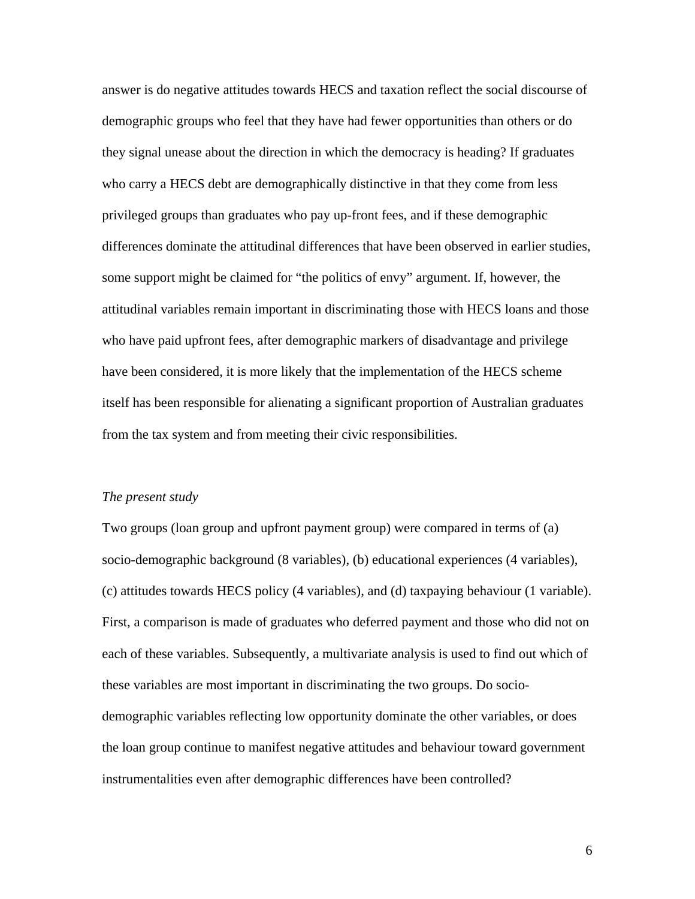answer is do negative attitudes towards HECS and taxation reflect the social discourse of demographic groups who feel that they have had fewer opportunities than others or do they signal unease about the direction in which the democracy is heading? If graduates who carry a HECS debt are demographically distinctive in that they come from less privileged groups than graduates who pay up-front fees, and if these demographic differences dominate the attitudinal differences that have been observed in earlier studies, some support might be claimed for "the politics of envy" argument. If, however, the attitudinal variables remain important in discriminating those with HECS loans and those who have paid upfront fees, after demographic markers of disadvantage and privilege have been considered, it is more likely that the implementation of the HECS scheme itself has been responsible for alienating a significant proportion of Australian graduates from the tax system and from meeting their civic responsibilities.

*The present study*

Two groups (loan group and upfront payment group) were compared in terms of (a) socio-demographic background (8 variables), (b) educational experiences (4 variables), (c) attitudes towards HECS policy (4 variables), and (d) taxpaying behaviour (1 variable). First, a comparison is made of graduates who deferred payment and those who did not on each of these variables. Subsequently, a multivariate analysis is used to find out which of these variables are most important in discriminating the two groups. Do socio-demographic variables reflecting low opportunity dominate the other variables, or does the loan group continue to manifest negative attitudes and behaviour toward government instrumentalities even after demographic differences have been controlled?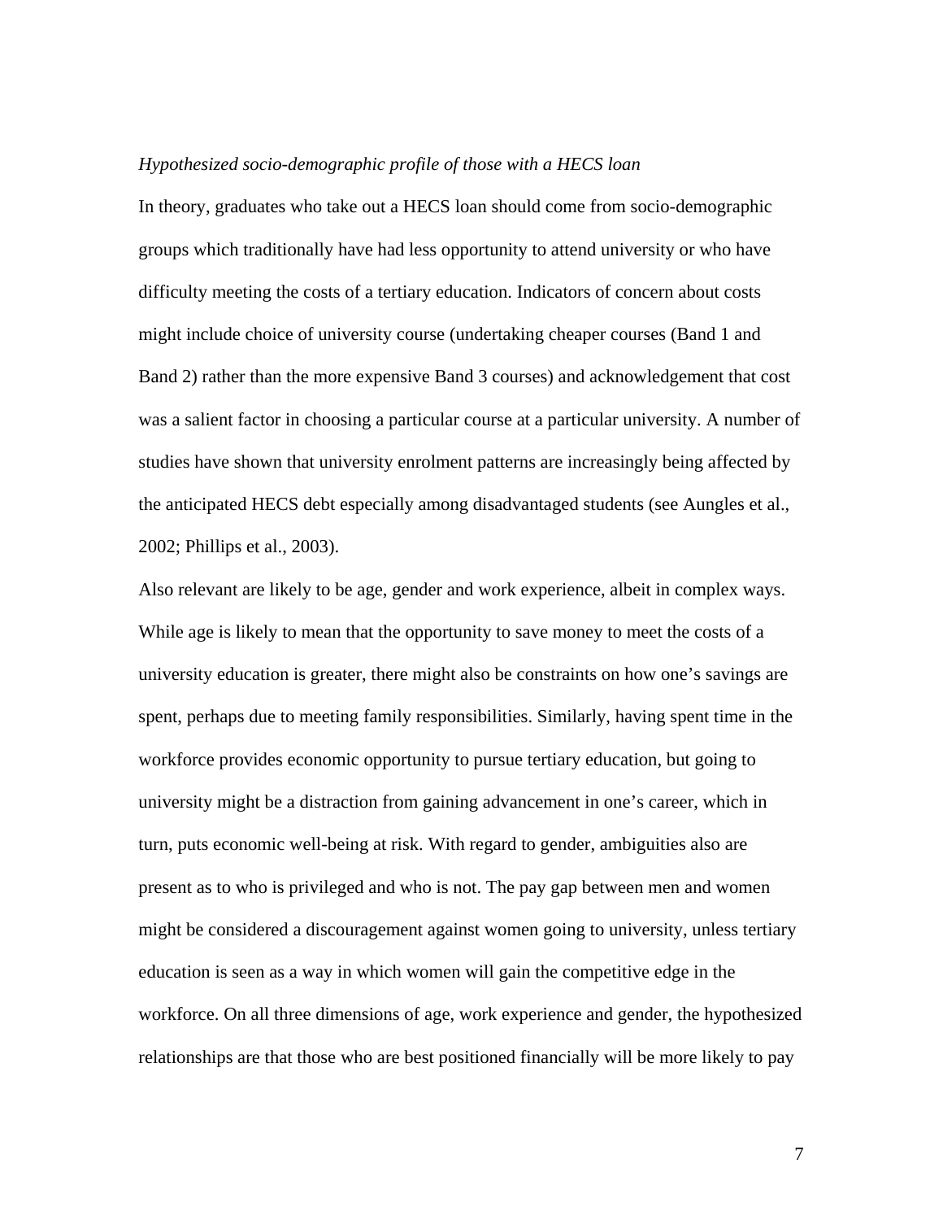*Hypothesized socio-demographic profile of those with a HECS loan*

In theory, graduates who take out a HECS loan should come from socio-demographic groups which traditionally have had less opportunity to attend university or who have difficulty meeting the costs of a tertiary education. Indicators of concern about costs might include choice of university course (undertaking cheaper courses (Band 1 and Band 2) rather than the more expensive Band 3 courses) and acknowledgement that cost was a salient factor in choosing a particular course at a particular university. A number of studies have shown that university enrolment patterns are increasingly being affected by the anticipated HECS debt especially among disadvantaged students (see Aungles et al., 2002; Phillips et al., 2003).

Also relevant are likely to be age, gender and work experience, albeit in complex ways. While age is likely to mean that the opportunity to save money to meet the costs of a university education is greater, there might also be constraints on how one's savings are spent, perhaps due to meeting family responsibilities. Similarly, having spent time in the workforce provides economic opportunity to pursue tertiary education, but going to university might be a distraction from gaining advancement in one's career, which in turn, puts economic well-being at risk. With regard to gender, ambiguities also are present as to who is privileged and who is not. The pay gap between men and women might be considered a discouragement against women going to university, unless tertiary education is seen as a way in which women will gain the competitive edge in the workforce. On all three dimensions of age, work experience and gender, the hypothesized relationships are that those who are best positioned financially will be more likely to pay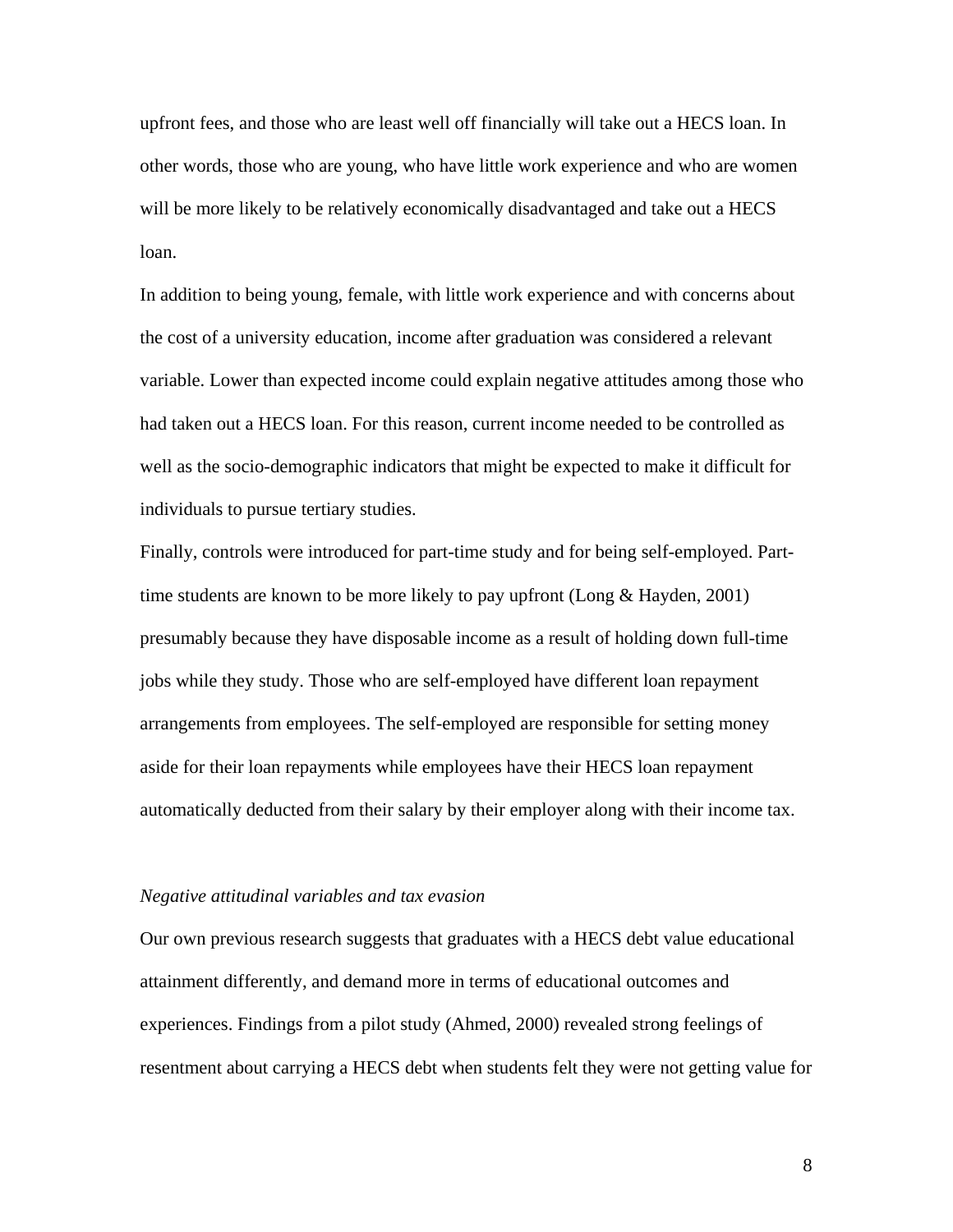upfront fees, and those who are least well off financially will take out a HECS loan. In other words, those who are young, who have little work experience and who are women will be more likely to be relatively economically disadvantaged and take out a HECS loan.

In addition to being young, female, with little work experience and with concerns about the cost of a university education, income after graduation was considered a relevant variable. Lower than expected income could explain negative attitudes among those who had taken out a HECS loan. For this reason, current income needed to be controlled as well as the socio-demographic indicators that might be expected to make it difficult for individuals to pursue tertiary studies.

Finally, controls were introduced for part-time study and for being self-employed. Part-time students are known to be more likely to pay upfront (Long & Hayden, 2001) presumably because they have disposable income as a result of holding down full-time jobs while they study. Those who are self-employed have different loan repayment arrangements from employees. The self-employed are responsible for setting money aside for their loan repayments while employees have their HECS loan repayment automatically deducted from their salary by their employer along with their income tax.

*Negative attitudinal variables and tax evasion*

Our own previous research suggests that graduates with a HECS debt value educational attainment differently, and demand more in terms of educational outcomes and experiences. Findings from a pilot study (Ahmed, 2000) revealed strong feelings of resentment about carrying a HECS debt when students felt they were not getting value for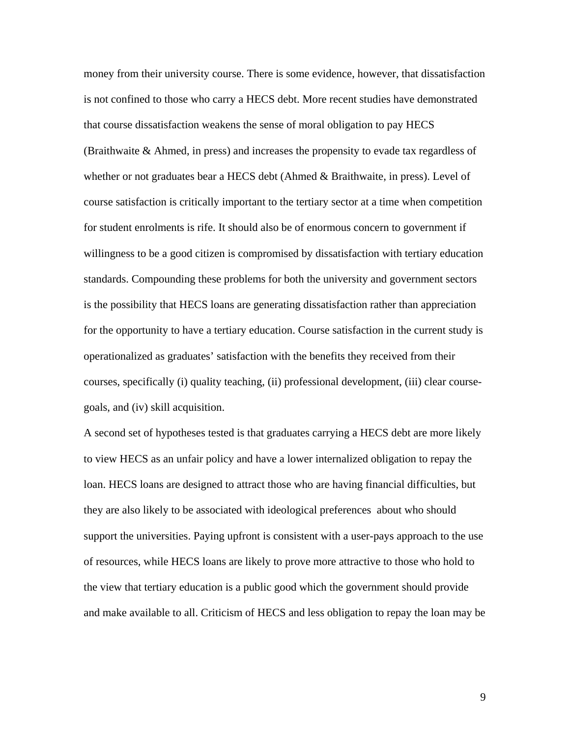money from their university course. There is some evidence, however, that dissatisfaction is not confined to those who carry a HECS debt. More recent studies have demonstrated that course dissatisfaction weakens the sense of moral obligation to pay HECS (Braithwaite & Ahmed, in press) and increases the propensity to evade tax regardless of whether or not graduates bear a HECS debt (Ahmed & Braithwaite, in press). Level of course satisfaction is critically important to the tertiary sector at a time when competition for student enrolments is rife. It should also be of enormous concern to government if willingness to be a good citizen is compromised by dissatisfaction with tertiary education standards. Compounding these problems for both the university and government sectors is the possibility that HECS loans are generating dissatisfaction rather than appreciation for the opportunity to have a tertiary education. Course satisfaction in the current study is operationalized as graduates' satisfaction with the benefits they received from their courses, specifically (i) quality teaching, (ii) professional development, (iii) clear course-goals, and (iv) skill acquisition.

A second set of hypotheses tested is that graduates carrying a HECS debt are more likely to view HECS as an unfair policy and have a lower internalized obligation to repay the loan. HECS loans are designed to attract those who are having financial difficulties, but they are also likely to be associated with ideological preferences about who should support the universities. Paying upfront is consistent with a user-pays approach to the use of resources, while HECS loans are likely to prove more attractive to those who hold to the view that tertiary education is a public good which the government should provide and make available to all. Criticism of HECS and less obligation to repay the loan may be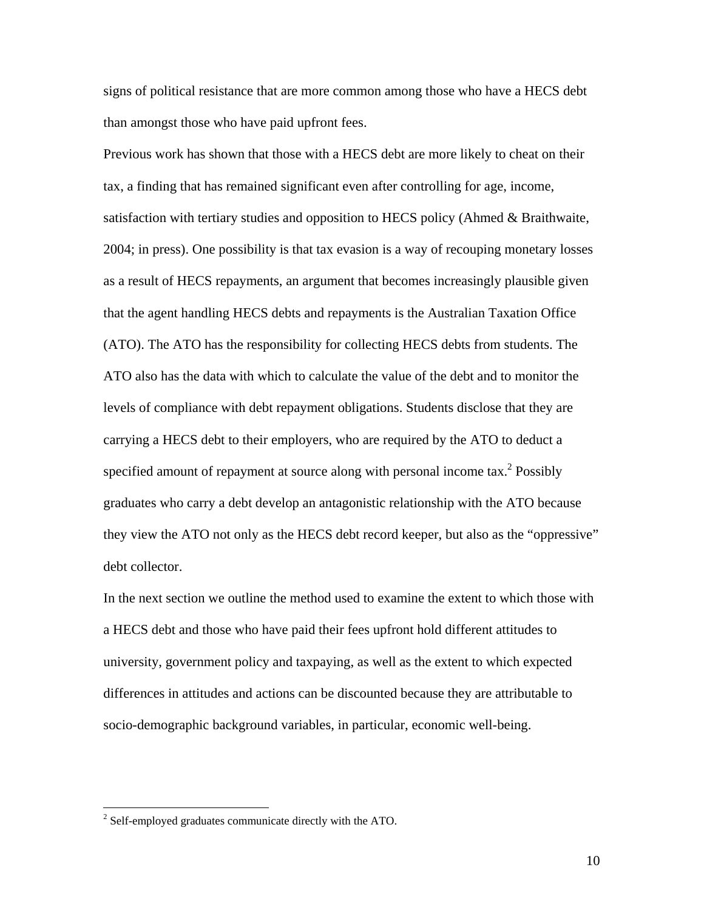signs of political resistance that are more common among those who have a HECS debt than amongst those who have paid upfront fees.

Previous work has shown that those with a HECS debt are more likely to cheat on their tax, a finding that has remained significant even after controlling for age, income, satisfaction with tertiary studies and opposition to HECS policy (Ahmed & Braithwaite, 2004; in press). One possibility is that tax evasion is a way of recouping monetary losses as a result of HECS repayments, an argument that becomes increasingly plausible given that the agent handling HECS debts and repayments is the Australian Taxation Office (ATO). The ATO has the responsibility for collecting HECS debts from students. The ATO also has the data with which to calculate the value of the debt and to monitor the levels of compliance with debt repayment obligations. Students disclose that they are carrying a HECS debt to their employers, who are required by the ATO to deduct a specified amount of repayment at source along with personal income tax.[2] Possibly graduates who carry a debt develop an antagonistic relationship with the ATO because they view the ATO not only as the HECS debt record keeper, but also as the "oppressive" debt collector.

In the next section we outline the method used to examine the extent to which those with a HECS debt and those who have paid their fees upfront hold different attitudes to university, government policy and taxpaying, as well as the extent to which expected differences in attitudes and actions can be discounted because they are attributable to socio-demographic background variables, in particular, economic well-being.

[2] Self-employed graduates communicate directly with the ATO.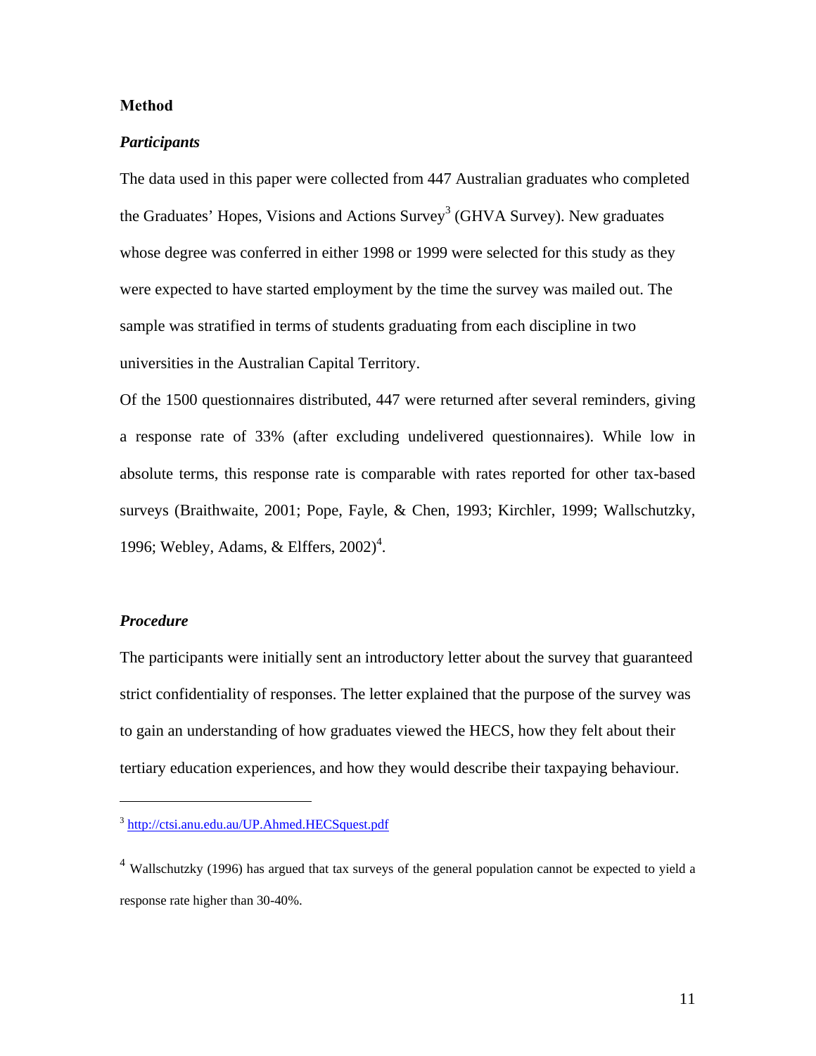## Method

### *Participants*

The data used in this paper were collected from 447 Australian graduates who completed the Graduates' Hopes, Visions and Actions Survey[3] (GHVA Survey). New graduates whose degree was conferred in either 1998 or 1999 were selected for this study as they were expected to have started employment by the time the survey was mailed out. The sample was stratified in terms of students graduating from each discipline in two universities in the Australian Capital Territory.

Of the 1500 questionnaires distributed, 447 were returned after several reminders, giving a response rate of 33% (after excluding undelivered questionnaires). While low in absolute terms, this response rate is comparable with rates reported for other tax-based surveys (Braithwaite, 2001; Pope, Fayle, & Chen, 1993; Kirchler, 1999; Wallschutzky, 1996; Webley, Adams, & Elffers, 2002)[4].

### *Procedure*

The participants were initially sent an introductory letter about the survey that guaranteed strict confidentiality of responses. The letter explained that the purpose of the survey was to gain an understanding of how graduates viewed the HECS, how they felt about their tertiary education experiences, and how they would describe their taxpaying behaviour.

---

[3] http://ctsi.anu.edu.au/UP.Ahmed.HECSquest.pdf

[4] Wallschutzky (1996) has argued that tax surveys of the general population cannot be expected to yield a response rate higher than 30-40%.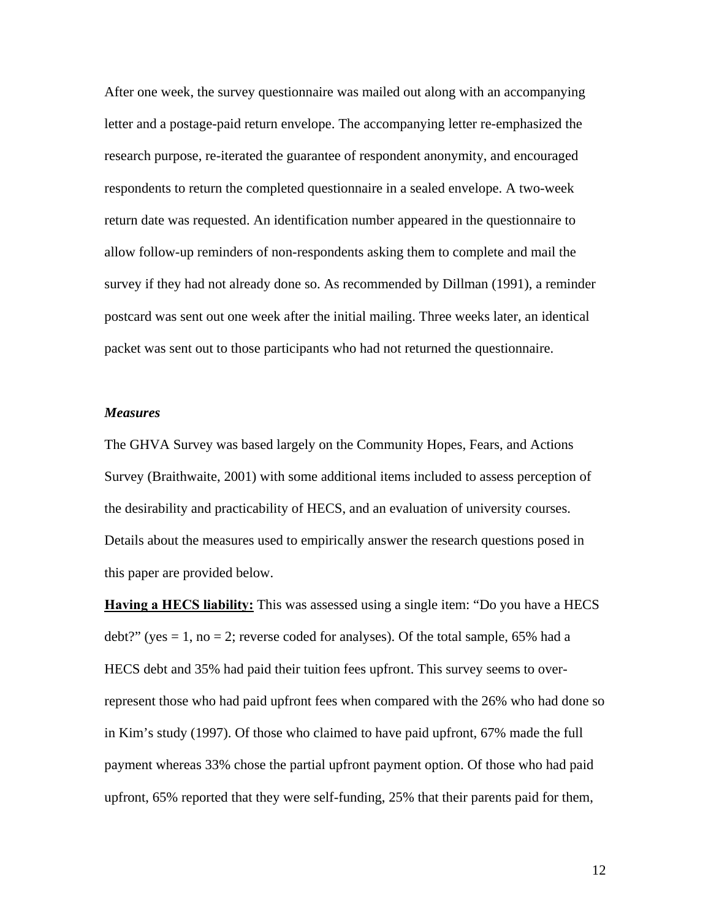After one week, the survey questionnaire was mailed out along with an accompanying letter and a postage-paid return envelope. The accompanying letter re-emphasized the research purpose, re-iterated the guarantee of respondent anonymity, and encouraged respondents to return the completed questionnaire in a sealed envelope. A two-week return date was requested. An identification number appeared in the questionnaire to allow follow-up reminders of non-respondents asking them to complete and mail the survey if they had not already done so. As recommended by Dillman (1991), a reminder postcard was sent out one week after the initial mailing. Three weeks later, an identical packet was sent out to those participants who had not returned the questionnaire.

### *Measures*

The GHVA Survey was based largely on the Community Hopes, Fears, and Actions Survey (Braithwaite, 2001) with some additional items included to assess perception of the desirability and practicability of HECS, and an evaluation of university courses. Details about the measures used to empirically answer the research questions posed in this paper are provided below.

**Having a HECS liability:** This was assessed using a single item: "Do you have a HECS debt?" (yes = 1, no = 2; reverse coded for analyses). Of the total sample, 65% had a HECS debt and 35% had paid their tuition fees upfront. This survey seems to over-represent those who had paid upfront fees when compared with the 26% who had done so in Kim's study (1997). Of those who claimed to have paid upfront, 67% made the full payment whereas 33% chose the partial upfront payment option. Of those who had paid upfront, 65% reported that they were self-funding, 25% that their parents paid for them,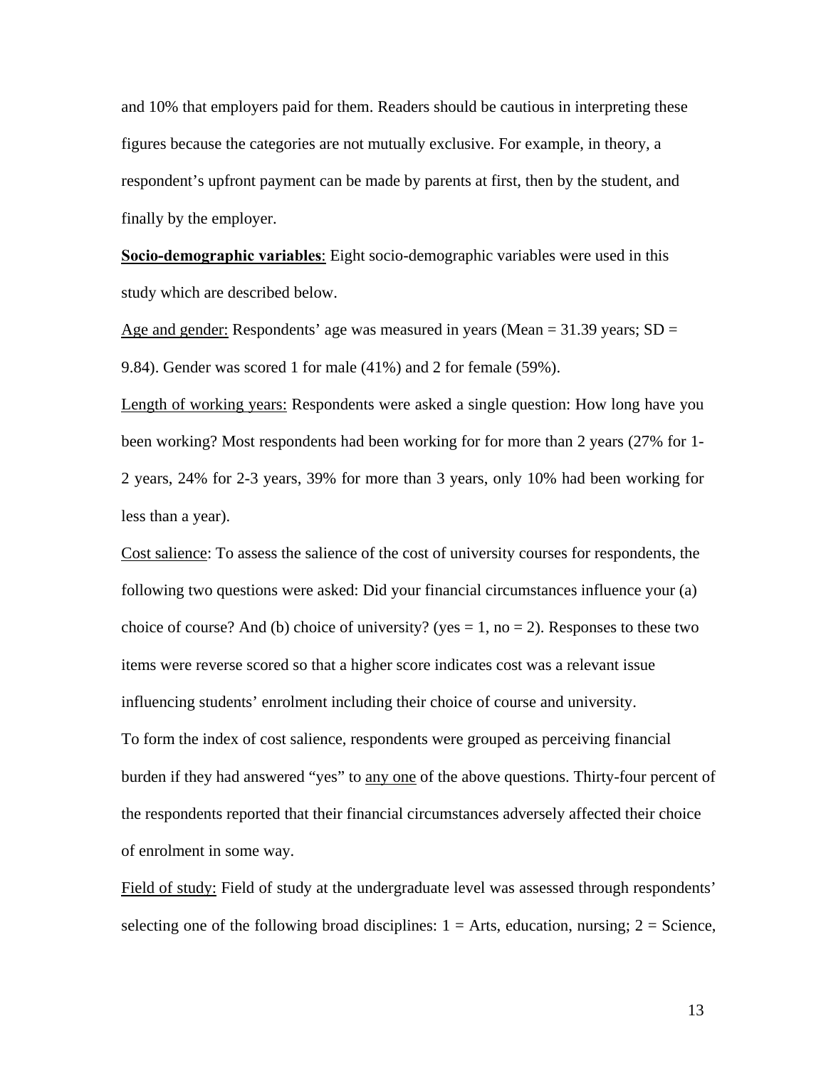and 10% that employers paid for them. Readers should be cautious in interpreting these figures because the categories are not mutually exclusive. For example, in theory, a respondent's upfront payment can be made by parents at first, then by the student, and finally by the employer.

**Socio-demographic variables**: Eight socio-demographic variables were used in this study which are described below.

Age and gender: Respondents' age was measured in years (Mean = 31.39 years; SD = 9.84). Gender was scored 1 for male (41%) and 2 for female (59%).

Length of working years: Respondents were asked a single question: How long have you been working? Most respondents had been working for for more than 2 years (27% for 1-2 years, 24% for 2-3 years, 39% for more than 3 years, only 10% had been working for less than a year).

Cost salience: To assess the salience of the cost of university courses for respondents, the following two questions were asked: Did your financial circumstances influence your (a) choice of course? And (b) choice of university? (yes = 1, no = 2). Responses to these two items were reverse scored so that a higher score indicates cost was a relevant issue influencing students' enrolment including their choice of course and university.

To form the index of cost salience, respondents were grouped as perceiving financial burden if they had answered "yes" to any one of the above questions. Thirty-four percent of the respondents reported that their financial circumstances adversely affected their choice of enrolment in some way.

Field of study: Field of study at the undergraduate level was assessed through respondents' selecting one of the following broad disciplines: 1 = Arts, education, nursing; 2 = Science,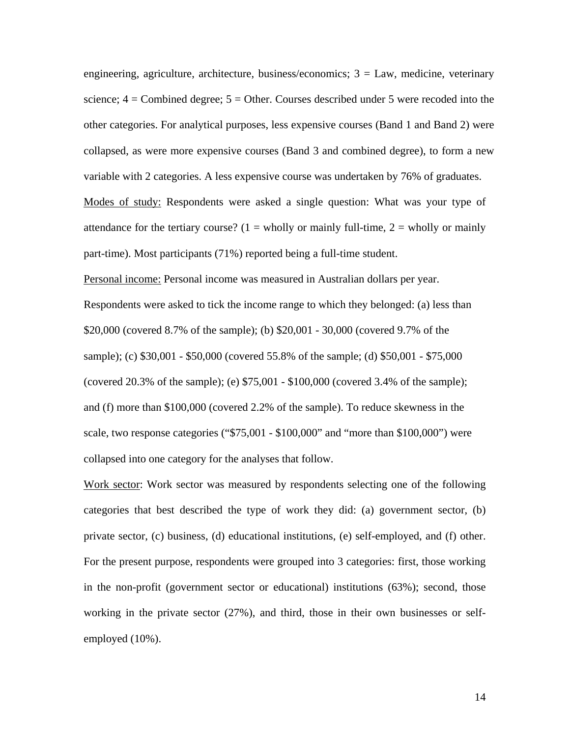engineering, agriculture, architecture, business/economics; 3 = Law, medicine, veterinary science; 4 = Combined degree; 5 = Other. Courses described under 5 were recoded into the other categories. For analytical purposes, less expensive courses (Band 1 and Band 2) were collapsed, as were more expensive courses (Band 3 and combined degree), to form a new variable with 2 categories. A less expensive course was undertaken by 76% of graduates.

Modes of study: Respondents were asked a single question: What was your type of attendance for the tertiary course? (1 = wholly or mainly full-time, 2 = wholly or mainly part-time). Most participants (71%) reported being a full-time student.

Personal income: Personal income was measured in Australian dollars per year. Respondents were asked to tick the income range to which they belonged: (a) less than \$20,000 (covered 8.7% of the sample); (b) \$20,001 - 30,000 (covered 9.7% of the sample); (c) \$30,001 - \$50,000 (covered 55.8% of the sample; (d) \$50,001 - \$75,000 (covered 20.3% of the sample); (e) \$75,001 - \$100,000 (covered 3.4% of the sample); and (f) more than \$100,000 (covered 2.2% of the sample). To reduce skewness in the scale, two response categories ("\$75,001 - \$100,000" and "more than \$100,000") were collapsed into one category for the analyses that follow.

Work sector: Work sector was measured by respondents selecting one of the following categories that best described the type of work they did: (a) government sector, (b) private sector, (c) business, (d) educational institutions, (e) self-employed, and (f) other. For the present purpose, respondents were grouped into 3 categories: first, those working in the non-profit (government sector or educational) institutions (63%); second, those working in the private sector (27%), and third, those in their own businesses or self-employed (10%).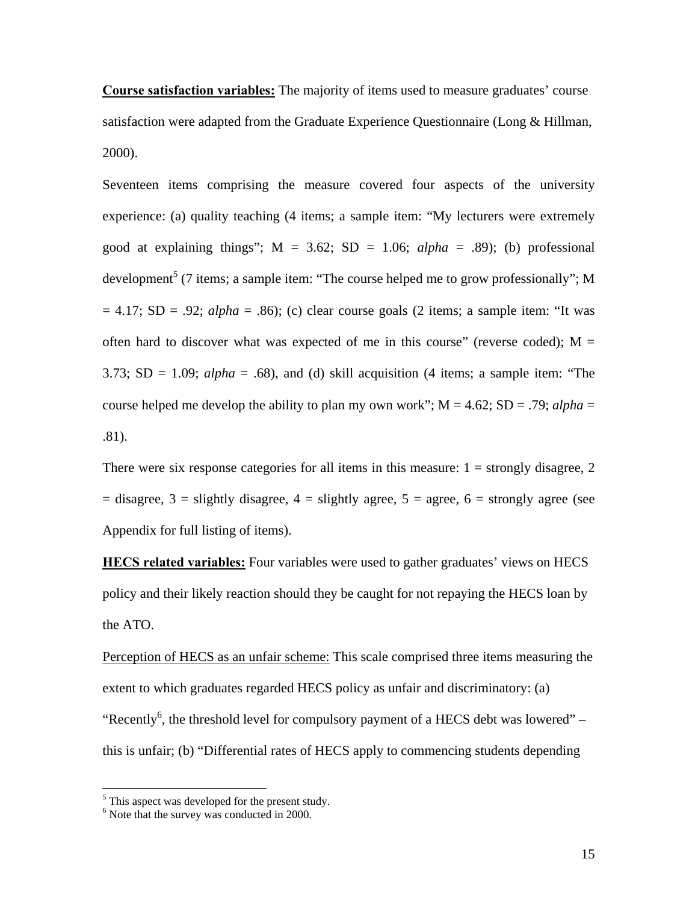**<u>Course satisfaction variables:</u>** The majority of items used to measure graduates' course satisfaction were adapted from the Graduate Experience Questionnaire (Long & Hillman, 2000).

Seventeen items comprising the measure covered four aspects of the university experience: (a) quality teaching (4 items; a sample item: "My lecturers were extremely good at explaining things"; M = 3.62; SD = 1.06; *alpha* = .89); (b) professional development[5] (7 items; a sample item: "The course helped me to grow professionally"; M = 4.17; SD = .92; *alpha* = .86); (c) clear course goals (2 items; a sample item: "It was often hard to discover what was expected of me in this course" (reverse coded); M = 3.73; SD = 1.09; *alpha* = .68), and (d) skill acquisition (4 items; a sample item: "The course helped me develop the ability to plan my own work"; M = 4.62; SD = .79; *alpha* = .81).

There were six response categories for all items in this measure: 1 = strongly disagree, 2 = disagree, 3 = slightly disagree, 4 = slightly agree, 5 = agree, 6 = strongly agree (see Appendix for full listing of items).

**<u>HECS related variables:</u>** Four variables were used to gather graduates' views on HECS policy and their likely reaction should they be caught for not repaying the HECS loan by the ATO.

<u>Perception of HECS as an unfair scheme:</u> This scale comprised three items measuring the extent to which graduates regarded HECS policy as unfair and discriminatory: (a) "Recently[6], the threshold level for compulsory payment of a HECS debt was lowered" – this is unfair; (b) "Differential rates of HECS apply to commencing students depending

[5] This aspect was developed for the present study.
[6] Note that the survey was conducted in 2000.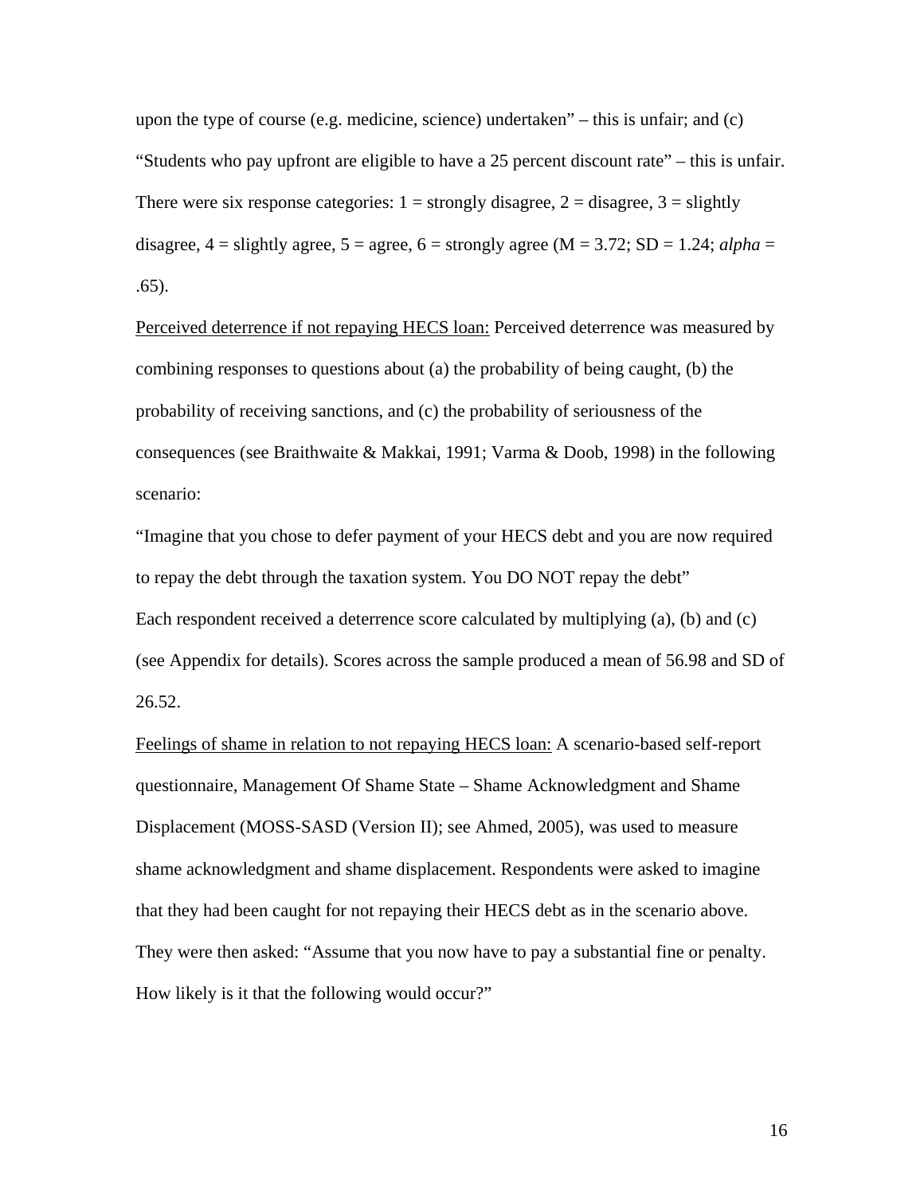upon the type of course (e.g. medicine, science) undertaken" – this is unfair; and (c) "Students who pay upfront are eligible to have a 25 percent discount rate" – this is unfair. There were six response categories: 1 = strongly disagree, 2 = disagree, 3 = slightly disagree, 4 = slightly agree, 5 = agree, 6 = strongly agree (M = 3.72; SD = 1.24; *alpha* = .65).

<u>Perceived deterrence if not repaying HECS loan:</u> Perceived deterrence was measured by combining responses to questions about (a) the probability of being caught, (b) the probability of receiving sanctions, and (c) the probability of seriousness of the consequences (see Braithwaite & Makkai, 1991; Varma & Doob, 1998) in the following scenario:

"Imagine that you chose to defer payment of your HECS debt and you are now required to repay the debt through the taxation system. You DO NOT repay the debt"

Each respondent received a deterrence score calculated by multiplying (a), (b) and (c) (see Appendix for details). Scores across the sample produced a mean of 56.98 and SD of 26.52.

<u>Feelings of shame in relation to not repaying HECS loan:</u> A scenario-based self-report questionnaire, Management Of Shame State – Shame Acknowledgment and Shame Displacement (MOSS-SASD (Version II); see Ahmed, 2005), was used to measure shame acknowledgment and shame displacement. Respondents were asked to imagine that they had been caught for not repaying their HECS debt as in the scenario above. They were then asked: "Assume that you now have to pay a substantial fine or penalty. How likely is it that the following would occur?"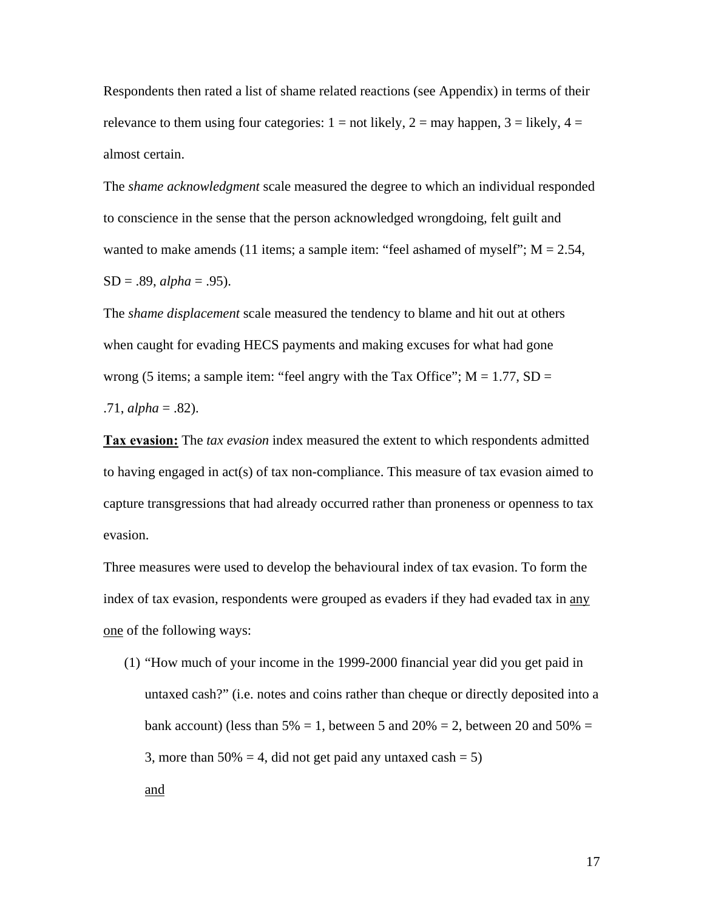Respondents then rated a list of shame related reactions (see Appendix) in terms of their relevance to them using four categories: 1 = not likely, 2 = may happen, 3 = likely, 4 = almost certain.

The *shame acknowledgment* scale measured the degree to which an individual responded to conscience in the sense that the person acknowledged wrongdoing, felt guilt and wanted to make amends (11 items; a sample item: "feel ashamed of myself"; M = 2.54, SD = .89, *alpha* = .95).

The *shame displacement* scale measured the tendency to blame and hit out at others when caught for evading HECS payments and making excuses for what had gone wrong (5 items; a sample item: "feel angry with the Tax Office"; M = 1.77, SD = .71, *alpha* = .82).

<u>**Tax evasion:**</u> The *tax evasion* index measured the extent to which respondents admitted to having engaged in act(s) of tax non-compliance. This measure of tax evasion aimed to capture transgressions that had already occurred rather than proneness or openness to tax evasion.

Three measures were used to develop the behavioural index of tax evasion. To form the index of tax evasion, respondents were grouped as evaders if they had evaded tax in <u>any one</u> of the following ways:

(1) "How much of your income in the 1999-2000 financial year did you get paid in untaxed cash?" (i.e. notes and coins rather than cheque or directly deposited into a bank account) (less than 5% = 1, between 5 and 20% = 2, between 20 and 50% = 3, more than 50% = 4, did not get paid any untaxed cash = 5)

<u>and</u>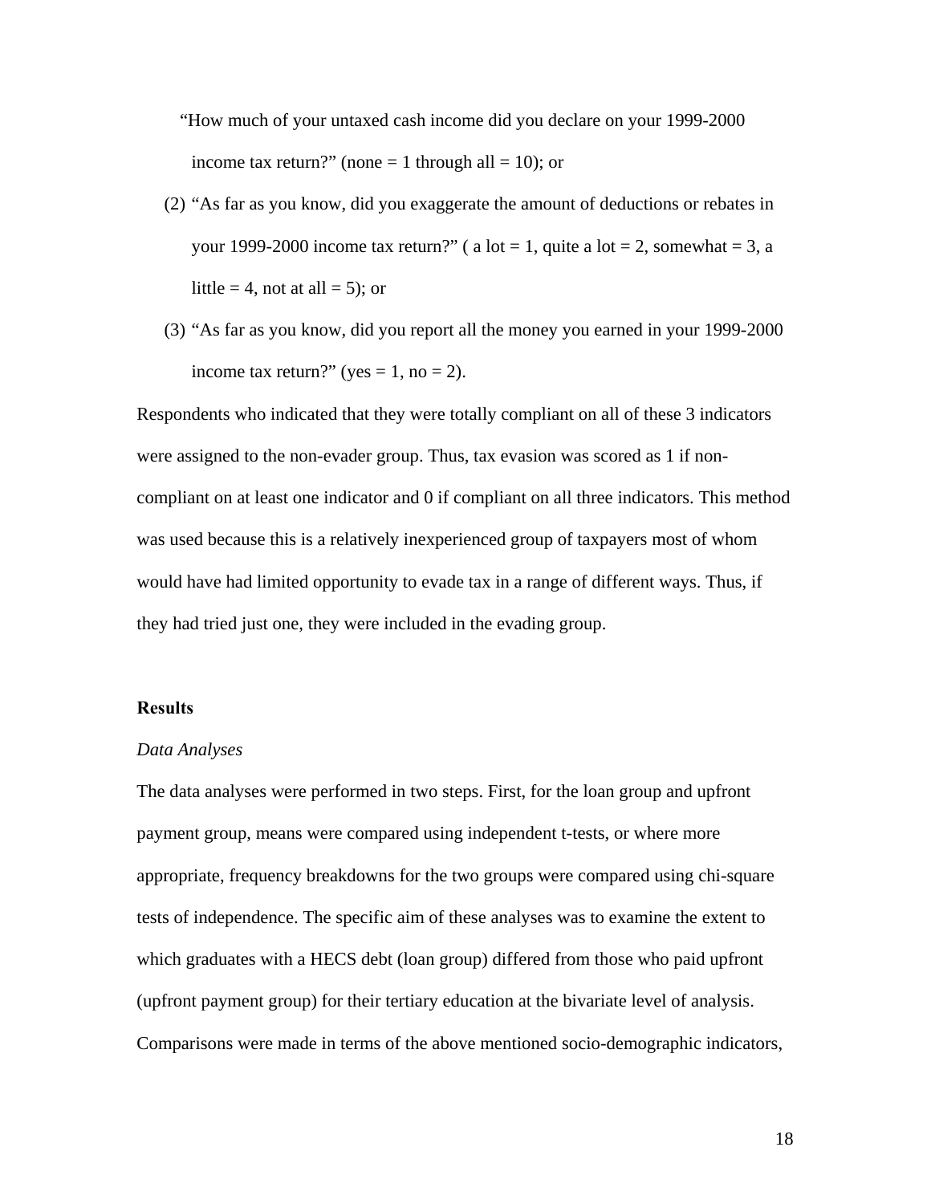"How much of your untaxed cash income did you declare on your 1999-2000 income tax return?" (none = 1 through all = 10); or

(2) "As far as you know, did you exaggerate the amount of deductions or rebates in your 1999-2000 income tax return?" ( a lot = 1, quite a lot = 2, somewhat = 3, a little = 4, not at all = 5); or

(3) "As far as you know, did you report all the money you earned in your 1999-2000 income tax return?" (yes = 1, no = 2).

Respondents who indicated that they were totally compliant on all of these 3 indicators were assigned to the non-evader group. Thus, tax evasion was scored as 1 if non-compliant on at least one indicator and 0 if compliant on all three indicators. This method was used because this is a relatively inexperienced group of taxpayers most of whom would have had limited opportunity to evade tax in a range of different ways. Thus, if they had tried just one, they were included in the evading group.

**Results**

*Data Analyses*

The data analyses were performed in two steps. First, for the loan group and upfront payment group, means were compared using independent t-tests, or where more appropriate, frequency breakdowns for the two groups were compared using chi-square tests of independence. The specific aim of these analyses was to examine the extent to which graduates with a HECS debt (loan group) differed from those who paid upfront (upfront payment group) for their tertiary education at the bivariate level of analysis. Comparisons were made in terms of the above mentioned socio-demographic indicators,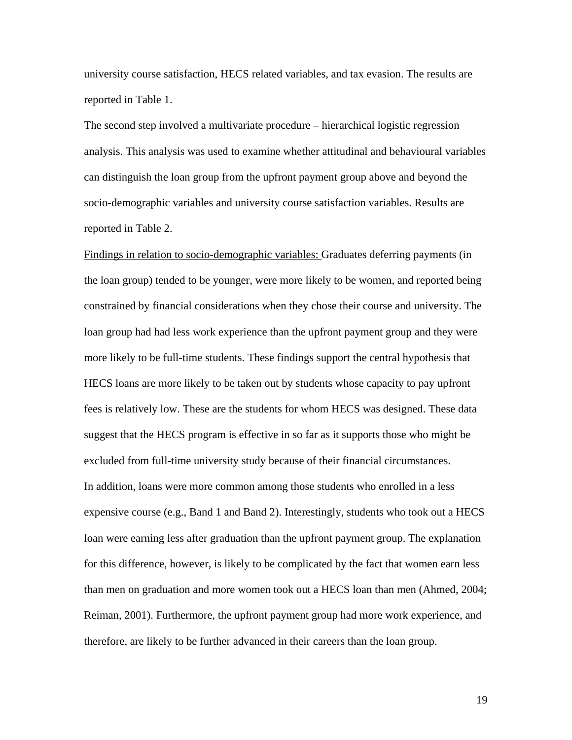university course satisfaction, HECS related variables, and tax evasion. The results are reported in Table 1.

The second step involved a multivariate procedure – hierarchical logistic regression analysis. This analysis was used to examine whether attitudinal and behavioural variables can distinguish the loan group from the upfront payment group above and beyond the socio-demographic variables and university course satisfaction variables. Results are reported in Table 2.

<u>Findings in relation to socio-demographic variables:</u> Graduates deferring payments (in the loan group) tended to be younger, were more likely to be women, and reported being constrained by financial considerations when they chose their course and university. The loan group had had less work experience than the upfront payment group and they were more likely to be full-time students. These findings support the central hypothesis that HECS loans are more likely to be taken out by students whose capacity to pay upfront fees is relatively low. These are the students for whom HECS was designed. These data suggest that the HECS program is effective in so far as it supports those who might be excluded from full-time university study because of their financial circumstances.

In addition, loans were more common among those students who enrolled in a less expensive course (e.g., Band 1 and Band 2). Interestingly, students who took out a HECS loan were earning less after graduation than the upfront payment group. The explanation for this difference, however, is likely to be complicated by the fact that women earn less than men on graduation and more women took out a HECS loan than men (Ahmed, 2004; Reiman, 2001). Furthermore, the upfront payment group had more work experience, and therefore, are likely to be further advanced in their careers than the loan group.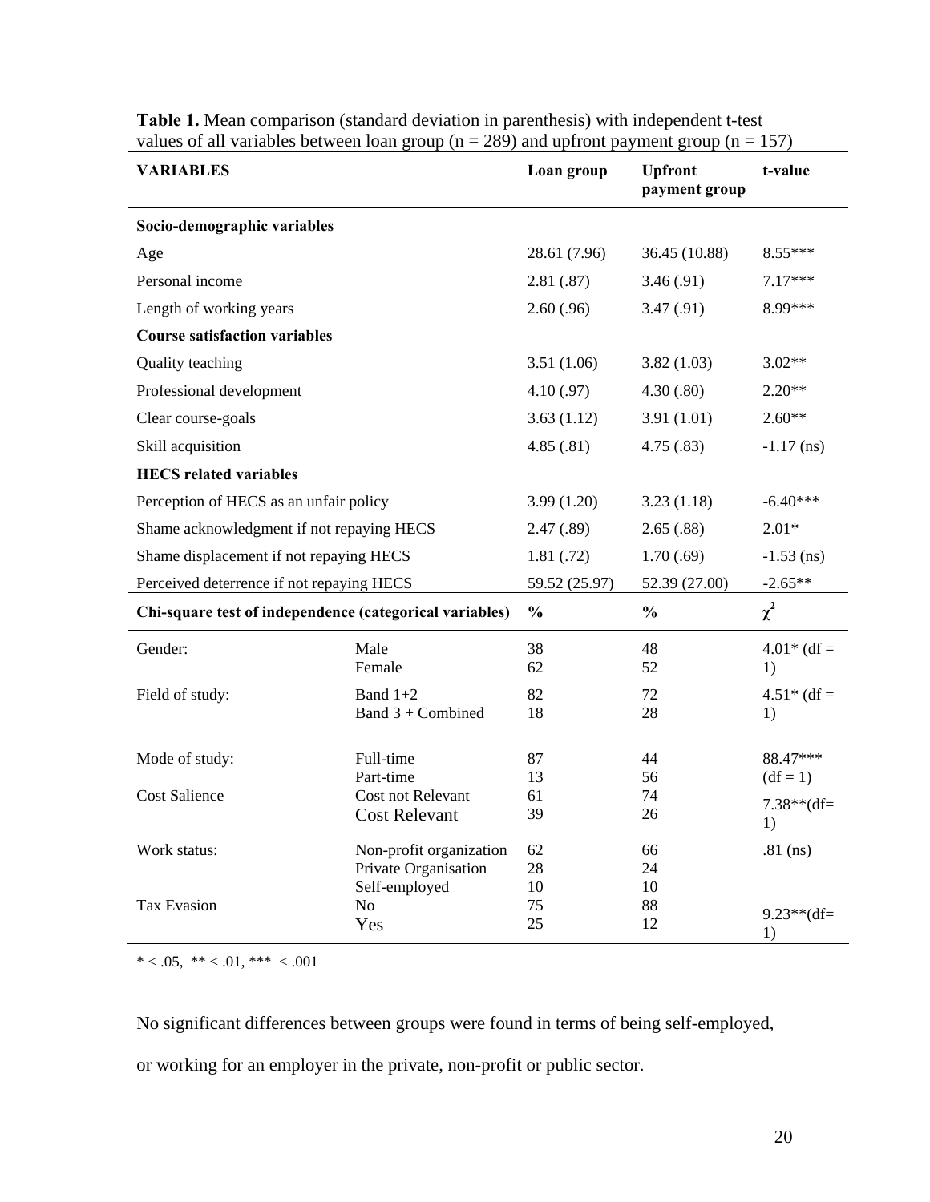**Table 1.** Mean comparison (standard deviation in parenthesis) with independent t-test values of all variables between loan group (n = 289) and upfront payment group (n = 157)

| **VARIABLES** | | **Loan group** | **Upfront payment group** | **t-value** |
|---|---|---|---|---|
| **Socio-demographic variables** | | | | |
| Age | | 28.61 (7.96) | 36.45 (10.88) | 8.55*** |
| Personal income | | 2.81 (.87) | 3.46 (.91) | 7.17*** |
| Length of working years | | 2.60 (.96) | 3.47 (.91) | 8.99*** |
| **Course satisfaction variables** | | | | |
| Quality teaching | | 3.51 (1.06) | 3.82 (1.03) | 3.02** |
| Professional development | | 4.10 (.97) | 4.30 (.80) | 2.20** |
| Clear course-goals | | 3.63 (1.12) | 3.91 (1.01) | 2.60** |
| Skill acquisition | | 4.85 (.81) | 4.75 (.83) | -1.17 (ns) |
| **HECS related variables** | | | | |
| Perception of HECS as an unfair policy | | 3.99 (1.20) | 3.23 (1.18) | -6.40*** |
| Shame acknowledgment if not repaying HECS | | 2.47 (.89) | 2.65 (.88) | 2.01* |
| Shame displacement if not repaying HECS | | 1.81 (.72) | 1.70 (.69) | -1.53 (ns) |
| Perceived deterrence if not repaying HECS | | 59.52 (25.97) | 52.39 (27.00) | -2.65** |
| **Chi-square test of independence (categorical variables)** | | **%** | **%** | $\chi^2$ |
| Gender: | Male | 38 | 48 | 4.01* (df = 1) |
| | Female | 62 | 52 | |
| Field of study: | Band 1+2 | 82 | 72 | 4.51* (df = 1) |
| | Band 3 + Combined | 18 | 28 | |
| Mode of study: | Full-time | 87 | 44 | 88.47*** (df = 1) |
| | Part-time | 13 | 56 | |
| Cost Salience | Cost not Relevant | 61 | 74 | 7.38**(df= 1) |
| | Cost Relevant | 39 | 26 | |
| Work status: | Non-profit organization | 62 | 66 | .81 (ns) |
| | Private Organisation | 28 | 24 | |
| | Self-employed | 10 | 10 | |
| Tax Evasion | No | 75 | 88 | 9.23**(df= 1) |
| | Yes | 25 | 12 | |

\* < .05, ** < .01, *** < .001

No significant differences between groups were found in terms of being self-employed, or working for an employer in the private, non-profit or public sector.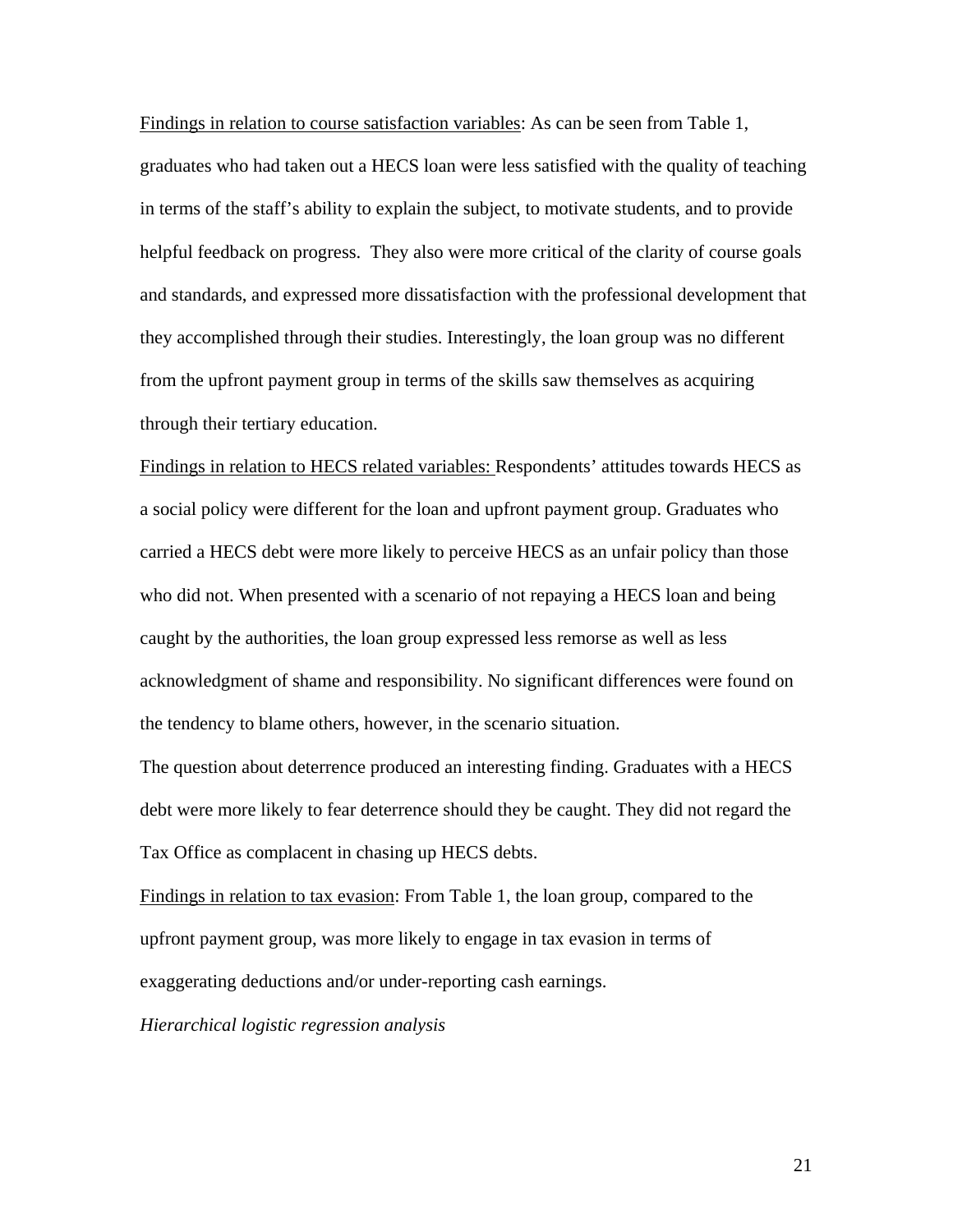<u>Findings in relation to course satisfaction variables</u>: As can be seen from Table 1, graduates who had taken out a HECS loan were less satisfied with the quality of teaching in terms of the staff's ability to explain the subject, to motivate students, and to provide helpful feedback on progress. They also were more critical of the clarity of course goals and standards, and expressed more dissatisfaction with the professional development that they accomplished through their studies. Interestingly, the loan group was no different from the upfront payment group in terms of the skills saw themselves as acquiring through their tertiary education.

<u>Findings in relation to HECS related variables:</u> Respondents' attitudes towards HECS as a social policy were different for the loan and upfront payment group. Graduates who carried a HECS debt were more likely to perceive HECS as an unfair policy than those who did not. When presented with a scenario of not repaying a HECS loan and being caught by the authorities, the loan group expressed less remorse as well as less acknowledgment of shame and responsibility. No significant differences were found on the tendency to blame others, however, in the scenario situation.

The question about deterrence produced an interesting finding. Graduates with a HECS debt were more likely to fear deterrence should they be caught. They did not regard the Tax Office as complacent in chasing up HECS debts.

<u>Findings in relation to tax evasion</u>: From Table 1, the loan group, compared to the upfront payment group, was more likely to engage in tax evasion in terms of exaggerating deductions and/or under-reporting cash earnings.

*Hierarchical logistic regression analysis*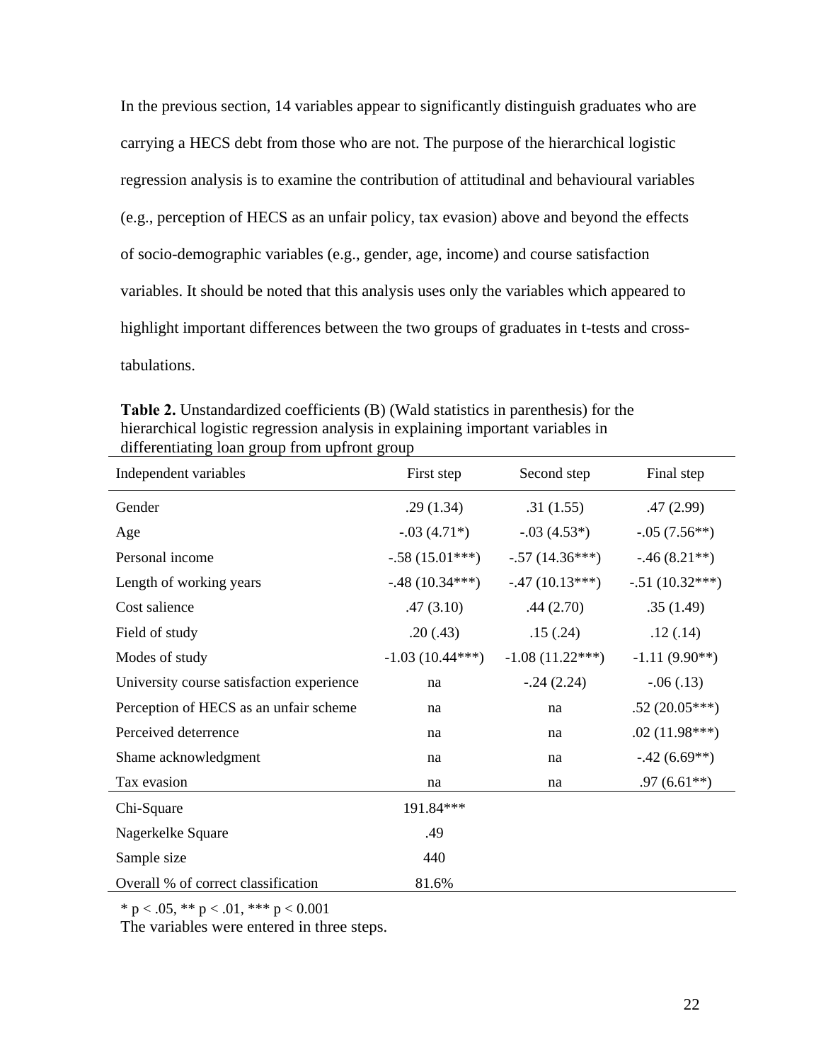In the previous section, 14 variables appear to significantly distinguish graduates who are carrying a HECS debt from those who are not. The purpose of the hierarchical logistic regression analysis is to examine the contribution of attitudinal and behavioural variables (e.g., perception of HECS as an unfair policy, tax evasion) above and beyond the effects of socio-demographic variables (e.g., gender, age, income) and course satisfaction variables. It should be noted that this analysis uses only the variables which appeared to highlight important differences between the two groups of graduates in t-tests and cross-tabulations.

**Table 2.** Unstandardized coefficients (B) (Wald statistics in parenthesis) for the hierarchical logistic regression analysis in explaining important variables in differentiating loan group from upfront group

| Independent variables | First step | Second step | Final step |
|---|---|---|---|
| Gender | .29 (1.34) | .31 (1.55) | .47 (2.99) |
| Age | -.03 (4.71*) | -.03 (4.53*) | -.05 (7.56**) |
| Personal income | -.58 (15.01***) | -.57 (14.36***) | -.46 (8.21**) |
| Length of working years | -.48 (10.34***) | -.47 (10.13***) | -.51 (10.32***) |
| Cost salience | .47 (3.10) | .44 (2.70) | .35 (1.49) |
| Field of study | .20 (.43) | .15 (.24) | .12 (.14) |
| Modes of study | -1.03 (10.44***) | -1.08 (11.22***) | -1.11 (9.90**) |
| University course satisfaction experience | na | -.24 (2.24) | -.06 (.13) |
| Perception of HECS as an unfair scheme | na | na | .52 (20.05***) |
| Perceived deterrence | na | na | .02 (11.98***) |
| Shame acknowledgment | na | na | -.42 (6.69**) |
| Tax evasion | na | na | .97 (6.61**) |
| Chi-Square | 191.84*** | | |
| Nagerkelke Square | .49 | | |
| Sample size | 440 | | |
| Overall % of correct classification | 81.6% | | |

* $p < .05$, ** $p < .01$, *** $p < 0.001$

The variables were entered in three steps.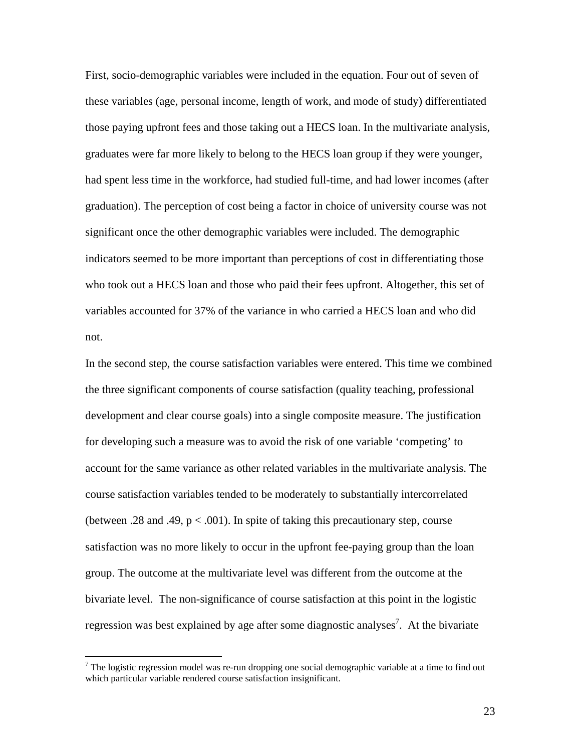First, socio-demographic variables were included in the equation. Four out of seven of these variables (age, personal income, length of work, and mode of study) differentiated those paying upfront fees and those taking out a HECS loan. In the multivariate analysis, graduates were far more likely to belong to the HECS loan group if they were younger, had spent less time in the workforce, had studied full-time, and had lower incomes (after graduation). The perception of cost being a factor in choice of university course was not significant once the other demographic variables were included. The demographic indicators seemed to be more important than perceptions of cost in differentiating those who took out a HECS loan and those who paid their fees upfront. Altogether, this set of variables accounted for 37% of the variance in who carried a HECS loan and who did not.

In the second step, the course satisfaction variables were entered. This time we combined the three significant components of course satisfaction (quality teaching, professional development and clear course goals) into a single composite measure. The justification for developing such a measure was to avoid the risk of one variable 'competing' to account for the same variance as other related variables in the multivariate analysis. The course satisfaction variables tended to be moderately to substantially intercorrelated (between .28 and .49, $p < .001$). In spite of taking this precautionary step, course satisfaction was no more likely to occur in the upfront fee-paying group than the loan group. The outcome at the multivariate level was different from the outcome at the bivariate level. The non-significance of course satisfaction at this point in the logistic regression was best explained by age after some diagnostic analyses[7]. At the bivariate

[7] The logistic regression model was re-run dropping one social demographic variable at a time to find out which particular variable rendered course satisfaction insignificant.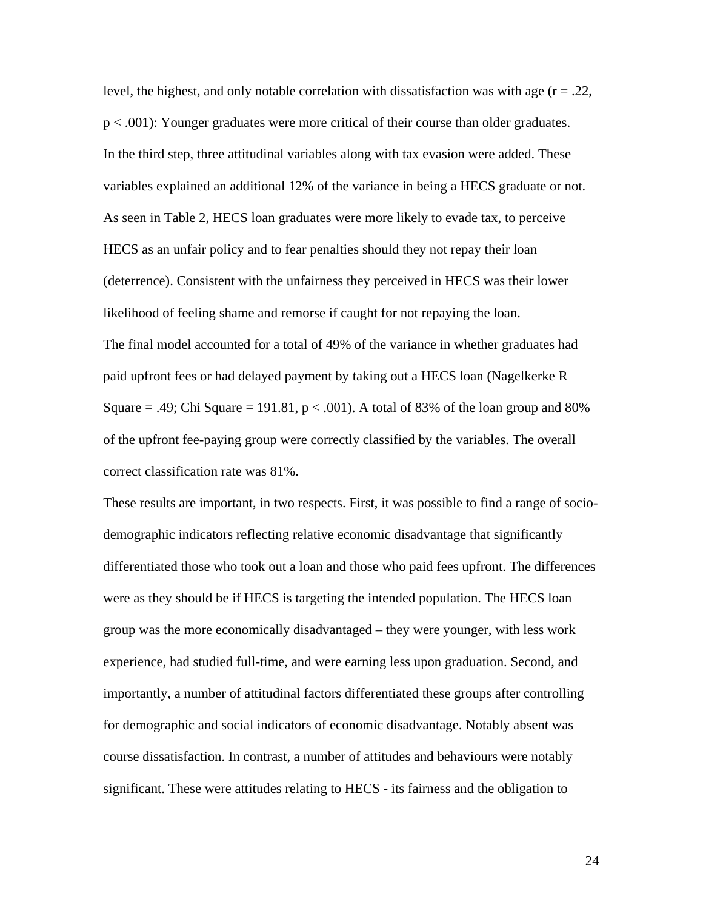level, the highest, and only notable correlation with dissatisfaction was with age ($r = .22$, $p < .001$): Younger graduates were more critical of their course than older graduates.

In the third step, three attitudinal variables along with tax evasion were added. These variables explained an additional 12% of the variance in being a HECS graduate or not. As seen in Table 2, HECS loan graduates were more likely to evade tax, to perceive HECS as an unfair policy and to fear penalties should they not repay their loan (deterrence). Consistent with the unfairness they perceived in HECS was their lower likelihood of feeling shame and remorse if caught for not repaying the loan.

The final model accounted for a total of 49% of the variance in whether graduates had paid upfront fees or had delayed payment by taking out a HECS loan (Nagelkerke R Square = .49; Chi Square = 191.81, $p < .001$). A total of 83% of the loan group and 80% of the upfront fee-paying group were correctly classified by the variables. The overall correct classification rate was 81%.

These results are important, in two respects. First, it was possible to find a range of socio-demographic indicators reflecting relative economic disadvantage that significantly differentiated those who took out a loan and those who paid fees upfront. The differences were as they should be if HECS is targeting the intended population. The HECS loan group was the more economically disadvantaged – they were younger, with less work experience, had studied full-time, and were earning less upon graduation. Second, and importantly, a number of attitudinal factors differentiated these groups after controlling for demographic and social indicators of economic disadvantage. Notably absent was course dissatisfaction. In contrast, a number of attitudes and behaviours were notably significant. These were attitudes relating to HECS - its fairness and the obligation to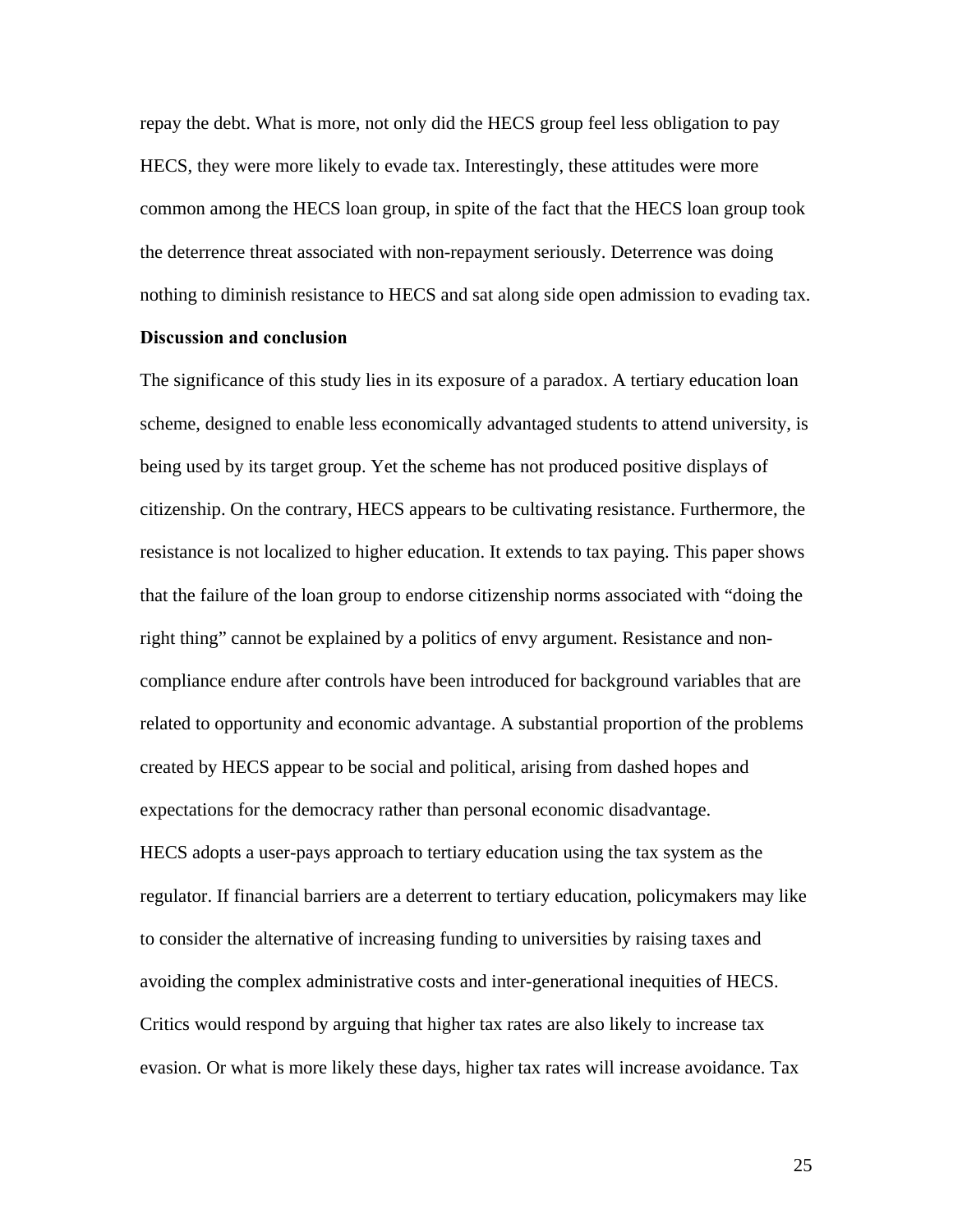repay the debt. What is more, not only did the HECS group feel less obligation to pay HECS, they were more likely to evade tax. Interestingly, these attitudes were more common among the HECS loan group, in spite of the fact that the HECS loan group took the deterrence threat associated with non-repayment seriously. Deterrence was doing nothing to diminish resistance to HECS and sat along side open admission to evading tax.

**Discussion and conclusion**

The significance of this study lies in its exposure of a paradox. A tertiary education loan scheme, designed to enable less economically advantaged students to attend university, is being used by its target group. Yet the scheme has not produced positive displays of citizenship. On the contrary, HECS appears to be cultivating resistance. Furthermore, the resistance is not localized to higher education. It extends to tax paying. This paper shows that the failure of the loan group to endorse citizenship norms associated with "doing the right thing" cannot be explained by a politics of envy argument. Resistance and non-compliance endure after controls have been introduced for background variables that are related to opportunity and economic advantage. A substantial proportion of the problems created by HECS appear to be social and political, arising from dashed hopes and expectations for the democracy rather than personal economic disadvantage.

HECS adopts a user-pays approach to tertiary education using the tax system as the regulator. If financial barriers are a deterrent to tertiary education, policymakers may like to consider the alternative of increasing funding to universities by raising taxes and avoiding the complex administrative costs and inter-generational inequities of HECS. Critics would respond by arguing that higher tax rates are also likely to increase tax evasion. Or what is more likely these days, higher tax rates will increase avoidance. Tax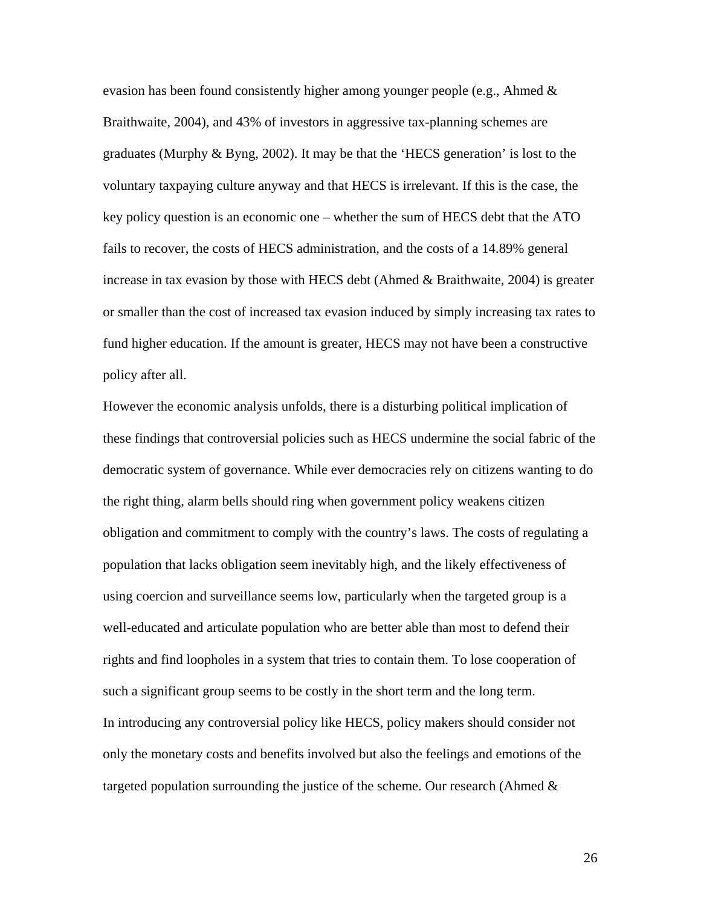evasion has been found consistently higher among younger people (e.g., Ahmed & Braithwaite, 2004), and 43% of investors in aggressive tax-planning schemes are graduates (Murphy & Byng, 2002). It may be that the 'HECS generation' is lost to the voluntary taxpaying culture anyway and that HECS is irrelevant. If this is the case, the key policy question is an economic one – whether the sum of HECS debt that the ATO fails to recover, the costs of HECS administration, and the costs of a 14.89% general increase in tax evasion by those with HECS debt (Ahmed & Braithwaite, 2004) is greater or smaller than the cost of increased tax evasion induced by simply increasing tax rates to fund higher education. If the amount is greater, HECS may not have been a constructive policy after all.

However the economic analysis unfolds, there is a disturbing political implication of these findings that controversial policies such as HECS undermine the social fabric of the democratic system of governance. While ever democracies rely on citizens wanting to do the right thing, alarm bells should ring when government policy weakens citizen obligation and commitment to comply with the country's laws. The costs of regulating a population that lacks obligation seem inevitably high, and the likely effectiveness of using coercion and surveillance seems low, particularly when the targeted group is a well-educated and articulate population who are better able than most to defend their rights and find loopholes in a system that tries to contain them. To lose cooperation of such a significant group seems to be costly in the short term and the long term.

In introducing any controversial policy like HECS, policy makers should consider not only the monetary costs and benefits involved but also the feelings and emotions of the targeted population surrounding the justice of the scheme. Our research (Ahmed &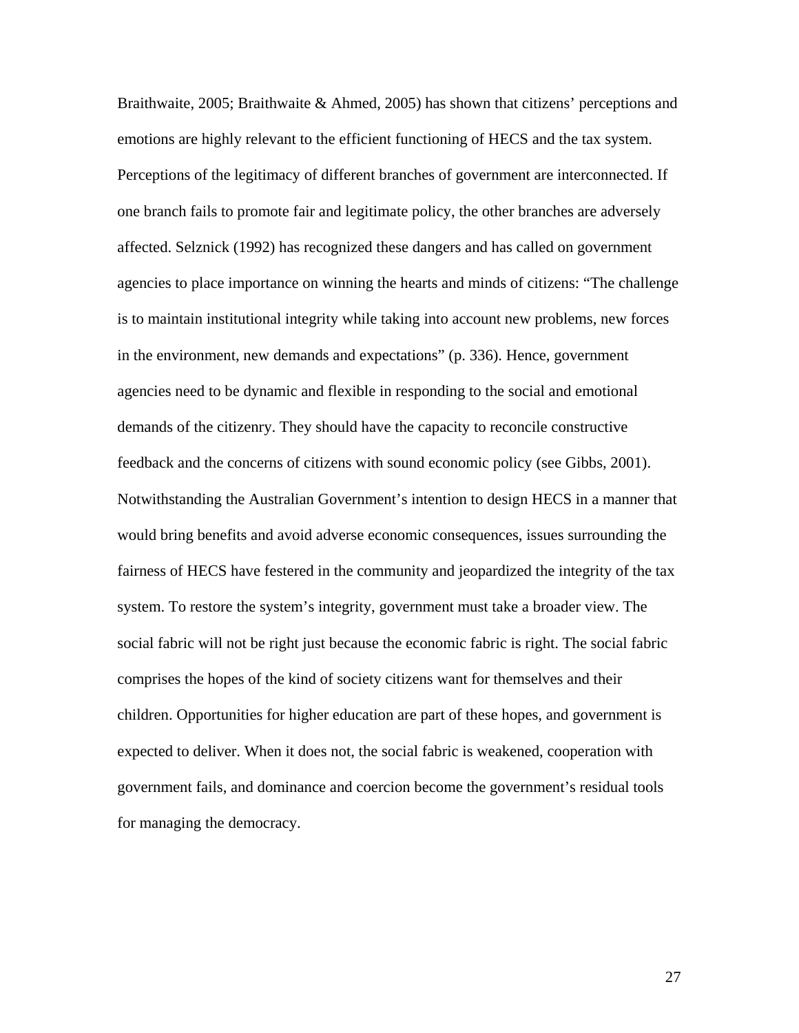Braithwaite, 2005; Braithwaite & Ahmed, 2005) has shown that citizens' perceptions and emotions are highly relevant to the efficient functioning of HECS and the tax system. Perceptions of the legitimacy of different branches of government are interconnected. If one branch fails to promote fair and legitimate policy, the other branches are adversely affected. Selznick (1992) has recognized these dangers and has called on government agencies to place importance on winning the hearts and minds of citizens: "The challenge is to maintain institutional integrity while taking into account new problems, new forces in the environment, new demands and expectations" (p. 336). Hence, government agencies need to be dynamic and flexible in responding to the social and emotional demands of the citizenry. They should have the capacity to reconcile constructive feedback and the concerns of citizens with sound economic policy (see Gibbs, 2001). Notwithstanding the Australian Government's intention to design HECS in a manner that would bring benefits and avoid adverse economic consequences, issues surrounding the fairness of HECS have festered in the community and jeopardized the integrity of the tax system. To restore the system's integrity, government must take a broader view. The social fabric will not be right just because the economic fabric is right. The social fabric comprises the hopes of the kind of society citizens want for themselves and their children. Opportunities for higher education are part of these hopes, and government is expected to deliver. When it does not, the social fabric is weakened, cooperation with government fails, and dominance and coercion become the government's residual tools for managing the democracy.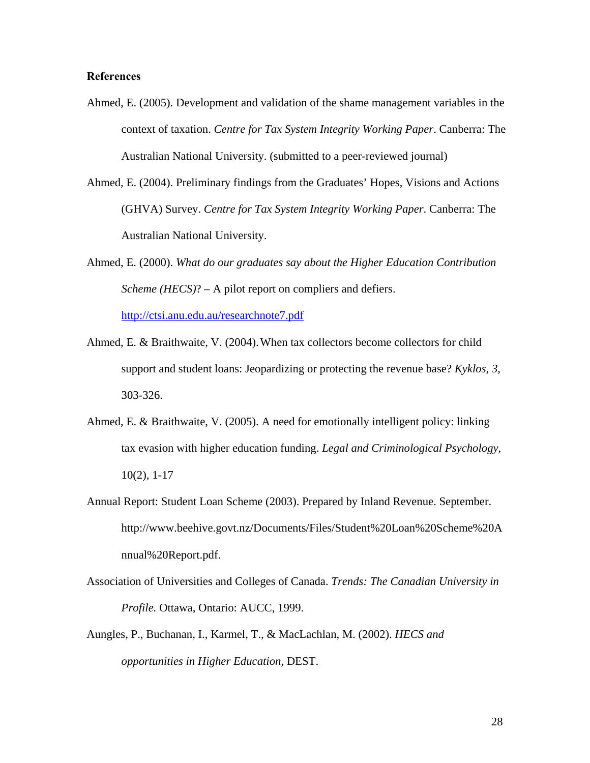**References**

Ahmed, E. (2005). Development and validation of the shame management variables in the context of taxation. *Centre for Tax System Integrity Working Paper*. Canberra: The Australian National University. (submitted to a peer-reviewed journal)

Ahmed, E. (2004). Preliminary findings from the Graduates' Hopes, Visions and Actions (GHVA) Survey. *Centre for Tax System Integrity Working Paper*. Canberra: The Australian National University.

Ahmed, E. (2000). *What do our graduates say about the Higher Education Contribution Scheme (HECS)*? – A pilot report on compliers and defiers. http://ctsi.anu.edu.au/researchnote7.pdf

Ahmed, E. & Braithwaite, V. (2004). When tax collectors become collectors for child support and student loans: Jeopardizing or protecting the revenue base? *Kyklos, 3*, 303-326.

Ahmed, E. & Braithwaite, V. (2005). A need for emotionally intelligent policy: linking tax evasion with higher education funding. *Legal and Criminological Psychology*, 10(2), 1-17

Annual Report: Student Loan Scheme (2003). Prepared by Inland Revenue. September. http://www.beehive.govt.nz/Documents/Files/Student%20Loan%20Scheme%20Annual%20Report.pdf.

Association of Universities and Colleges of Canada. *Trends: The Canadian University in Profile.* Ottawa, Ontario: AUCC, 1999.

Aungles, P., Buchanan, I., Karmel, T., & MacLachlan, M. (2002). *HECS and opportunities in Higher Education*, DEST.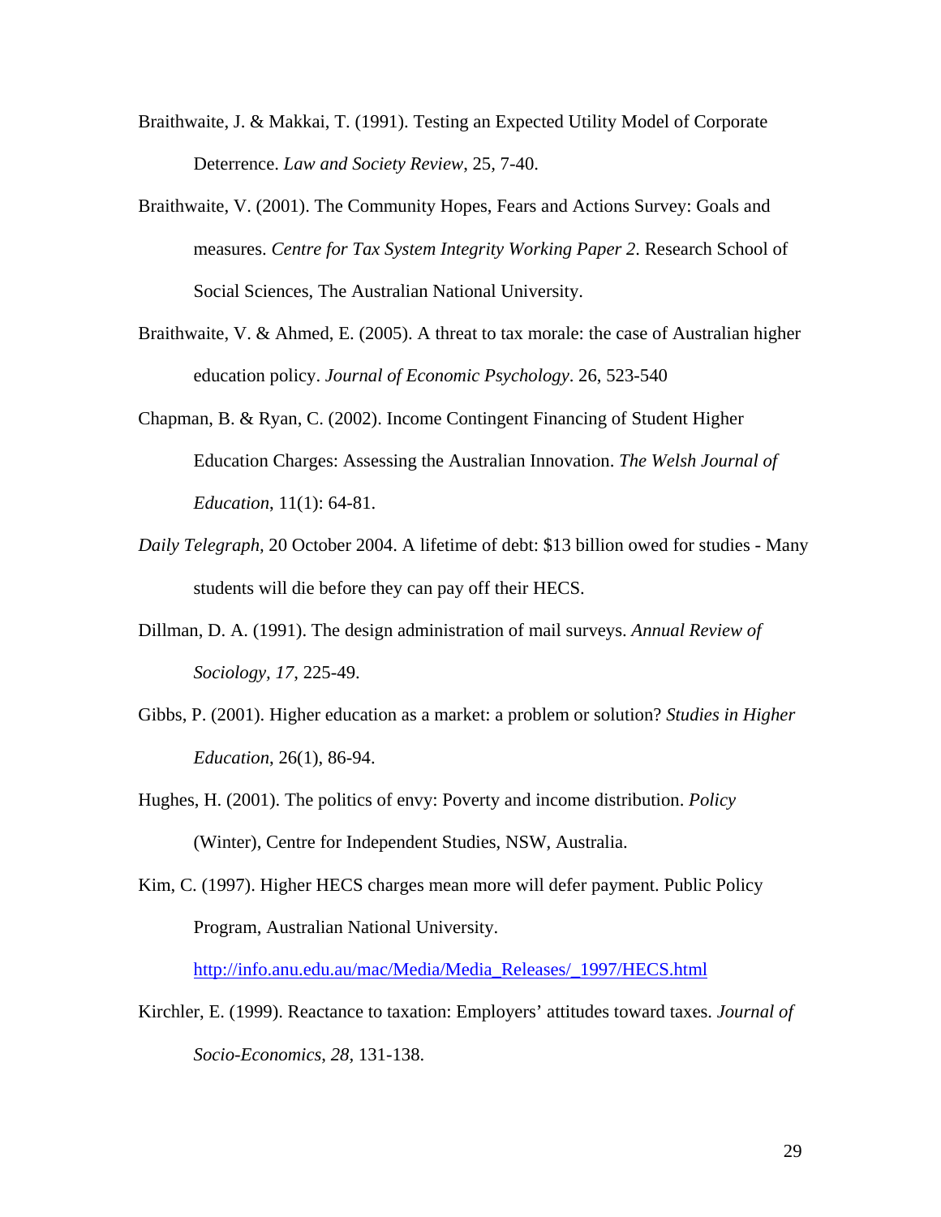Braithwaite, J. & Makkai, T. (1991). Testing an Expected Utility Model of Corporate Deterrence. *Law and Society Review*, 25, 7-40.

Braithwaite, V. (2001). The Community Hopes, Fears and Actions Survey: Goals and measures. *Centre for Tax System Integrity Working Paper 2*. Research School of Social Sciences, The Australian National University.

Braithwaite, V. & Ahmed, E. (2005). A threat to tax morale: the case of Australian higher education policy. *Journal of Economic Psychology*. 26, 523-540

Chapman, B. & Ryan, C. (2002). Income Contingent Financing of Student Higher Education Charges: Assessing the Australian Innovation. *The Welsh Journal of Education*, 11(1): 64-81.

*Daily Telegraph*, 20 October 2004. A lifetime of debt: $13 billion owed for studies - Many students will die before they can pay off their HECS.

Dillman, D. A. (1991). The design administration of mail surveys. *Annual Review of Sociology*, *17*, 225-49.

Gibbs, P. (2001). Higher education as a market: a problem or solution? *Studies in Higher Education*, 26(1), 86-94.

Hughes, H. (2001). The politics of envy: Poverty and income distribution. *Policy* (Winter), Centre for Independent Studies, NSW, Australia.

Kim, C. (1997). Higher HECS charges mean more will defer payment. Public Policy Program, Australian National University. http://info.anu.edu.au/mac/Media/Media_Releases/_1997/HECS.html

Kirchler, E. (1999). Reactance to taxation: Employers' attitudes toward taxes. *Journal of Socio-Economics*, *28*, 131-138.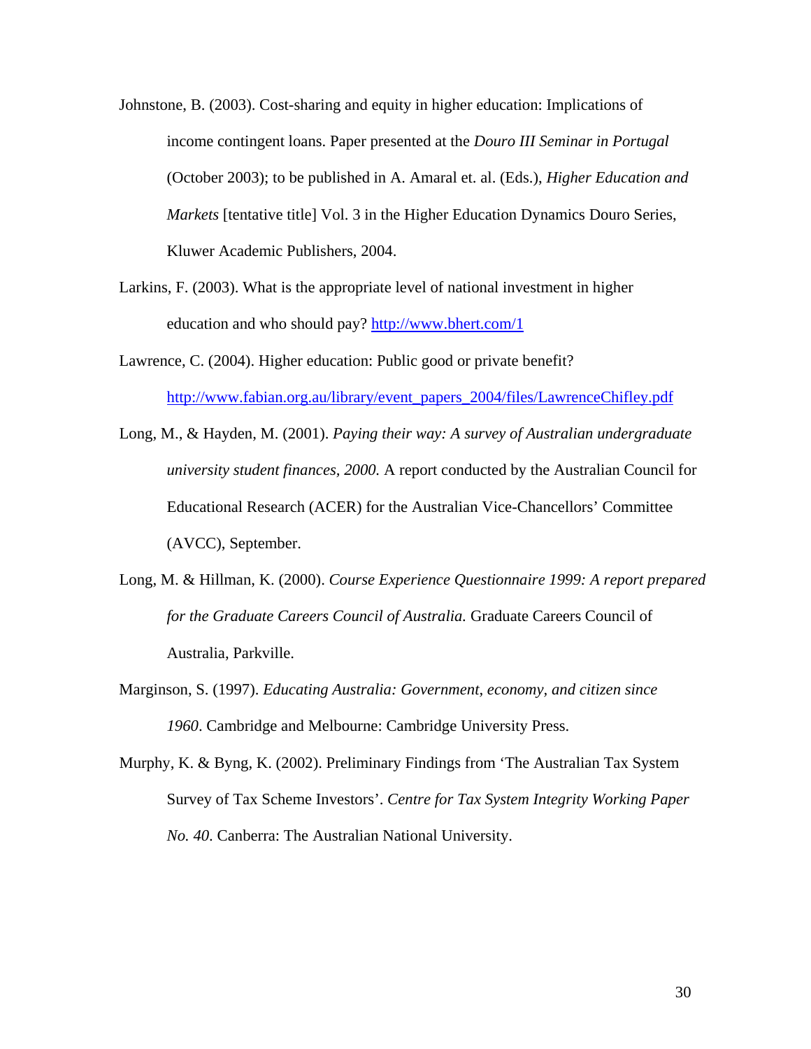Johnstone, B. (2003). Cost-sharing and equity in higher education: Implications of income contingent loans. Paper presented at the *Douro III Seminar in Portugal* (October 2003); to be published in A. Amaral et. al. (Eds.), *Higher Education and Markets* [tentative title] Vol. 3 in the Higher Education Dynamics Douro Series, Kluwer Academic Publishers, 2004.

Larkins, F. (2003). What is the appropriate level of national investment in higher education and who should pay? http://www.bhert.com/1

Lawrence, C. (2004). Higher education: Public good or private benefit? http://www.fabian.org.au/library/event_papers_2004/files/LawrenceChifley.pdf

Long, M., & Hayden, M. (2001). *Paying their way: A survey of Australian undergraduate university student finances, 2000.* A report conducted by the Australian Council for Educational Research (ACER) for the Australian Vice-Chancellors' Committee (AVCC), September.

Long, M. & Hillman, K. (2000). *Course Experience Questionnaire 1999: A report prepared for the Graduate Careers Council of Australia.* Graduate Careers Council of Australia, Parkville.

Marginson, S. (1997). *Educating Australia: Government, economy, and citizen since 1960*. Cambridge and Melbourne: Cambridge University Press.

Murphy, K. & Byng, K. (2002). Preliminary Findings from 'The Australian Tax System Survey of Tax Scheme Investors'. *Centre for Tax System Integrity Working Paper No. 40*. Canberra: The Australian National University.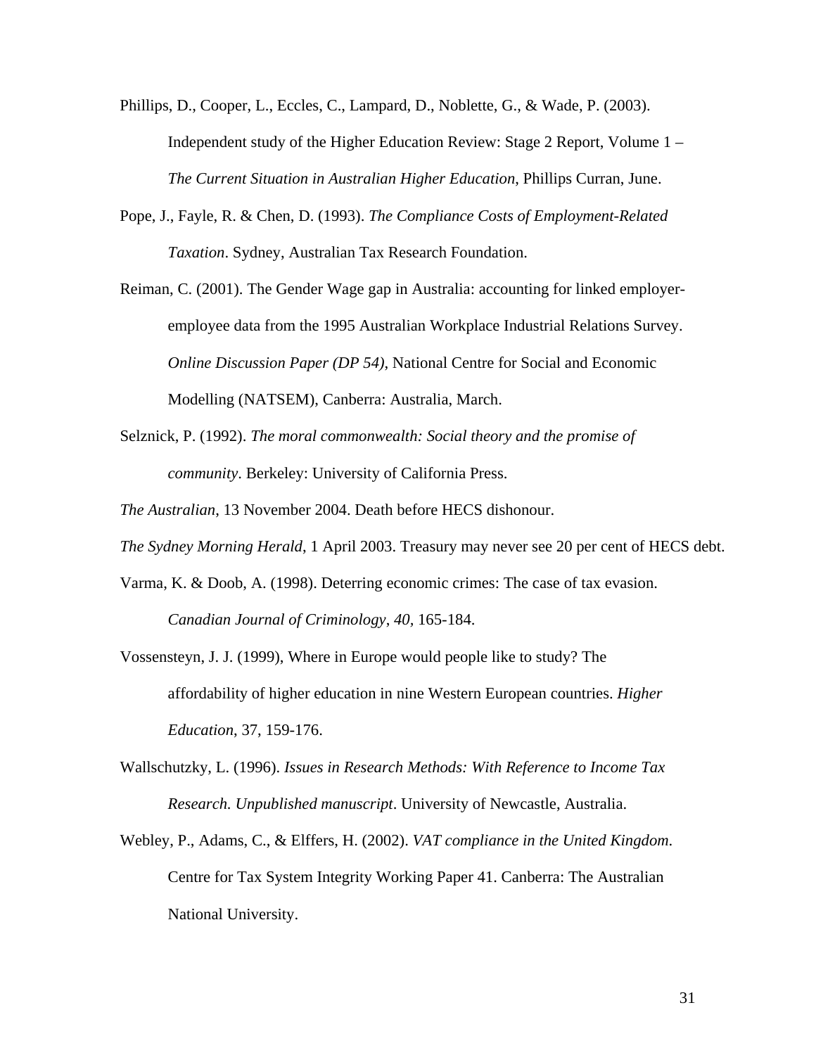Phillips, D., Cooper, L., Eccles, C., Lampard, D., Noblette, G., & Wade, P. (2003). Independent study of the Higher Education Review: Stage 2 Report, Volume 1 – *The Current Situation in Australian Higher Education*, Phillips Curran, June.

Pope, J., Fayle, R. & Chen, D. (1993). *The Compliance Costs of Employment-Related Taxation*. Sydney, Australian Tax Research Foundation.

Reiman, C. (2001). The Gender Wage gap in Australia: accounting for linked employer-employee data from the 1995 Australian Workplace Industrial Relations Survey. *Online Discussion Paper (DP 54)*, National Centre for Social and Economic Modelling (NATSEM), Canberra: Australia, March.

Selznick, P. (1992). *The moral commonwealth: Social theory and the promise of community*. Berkeley: University of California Press.

*The Australian*, 13 November 2004. Death before HECS dishonour.

*The Sydney Morning Herald*, 1 April 2003. Treasury may never see 20 per cent of HECS debt.

Varma, K. & Doob, A. (1998). Deterring economic crimes: The case of tax evasion. *Canadian Journal of Criminology*, *40*, 165-184.

Vossensteyn, J. J. (1999), Where in Europe would people like to study? The affordability of higher education in nine Western European countries. *Higher Education*, 37, 159-176.

Wallschutzky, L. (1996). *Issues in Research Methods: With Reference to Income Tax Research. Unpublished manuscript*. University of Newcastle, Australia.

Webley, P., Adams, C., & Elffers, H. (2002). *VAT compliance in the United Kingdom*. Centre for Tax System Integrity Working Paper 41. Canberra: The Australian National University.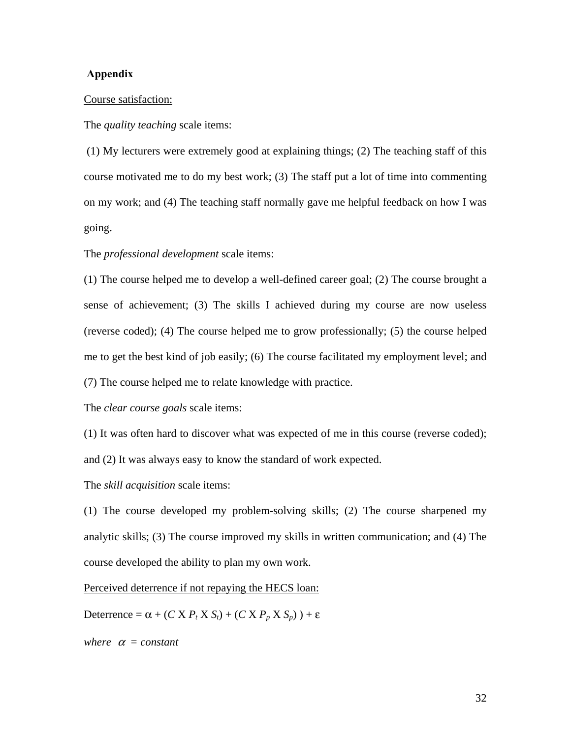## Appendix

<u>Course satisfaction:</u>

The *quality teaching* scale items:

(1) My lecturers were extremely good at explaining things; (2) The teaching staff of this course motivated me to do my best work; (3) The staff put a lot of time into commenting on my work; and (4) The teaching staff normally gave me helpful feedback on how I was going.

The *professional development* scale items:

(1) The course helped me to develop a well-defined career goal; (2) The course brought a sense of achievement; (3) The skills I achieved during my course are now useless (reverse coded); (4) The course helped me to grow professionally; (5) the course helped me to get the best kind of job easily; (6) The course facilitated my employment level; and (7) The course helped me to relate knowledge with practice.

The *clear course goals* scale items:

(1) It was often hard to discover what was expected of me in this course (reverse coded); and (2) It was always easy to know the standard of work expected.

The *skill acquisition* scale items:

(1) The course developed my problem-solving skills; (2) The course sharpened my analytic skills; (3) The course improved my skills in written communication; and (4) The course developed the ability to plan my own work.

<u>Perceived deterrence if not repaying the HECS loan:</u>

Deterrence = $\alpha + (C \text{ X } P_t \text{ X } S_t) + (C \text{ X } P_p \text{ X } S_p)\,) + \varepsilon$

*where* $\alpha$ *= constant*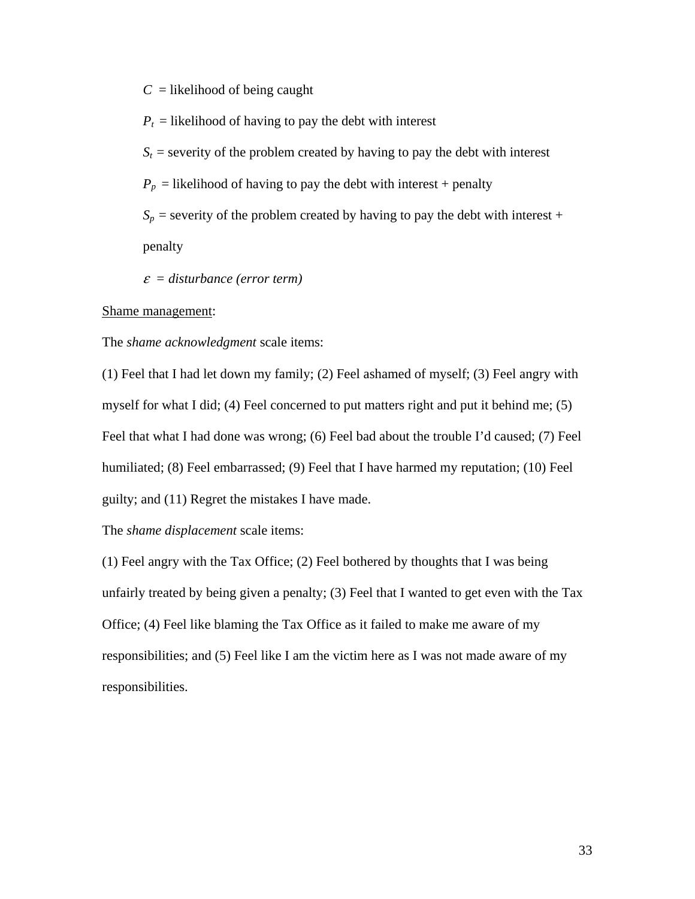$C$ = likelihood of being caught

$P_t$ = likelihood of having to pay the debt with interest

$S_t$ = severity of the problem created by having to pay the debt with interest

$P_p$ = likelihood of having to pay the debt with interest + penalty

$S_p$ = severity of the problem created by having to pay the debt with interest + penalty

$\varepsilon$ = *disturbance (error term)*

Shame management:

The *shame acknowledgment* scale items:

(1) Feel that I had let down my family; (2) Feel ashamed of myself; (3) Feel angry with myself for what I did; (4) Feel concerned to put matters right and put it behind me; (5) Feel that what I had done was wrong; (6) Feel bad about the trouble I'd caused; (7) Feel humiliated; (8) Feel embarrassed; (9) Feel that I have harmed my reputation; (10) Feel guilty; and (11) Regret the mistakes I have made.

The *shame displacement* scale items:

(1) Feel angry with the Tax Office; (2) Feel bothered by thoughts that I was being unfairly treated by being given a penalty; (3) Feel that I wanted to get even with the Tax Office; (4) Feel like blaming the Tax Office as it failed to make me aware of my responsibilities; and (5) Feel like I am the victim here as I was not made aware of my responsibilities.